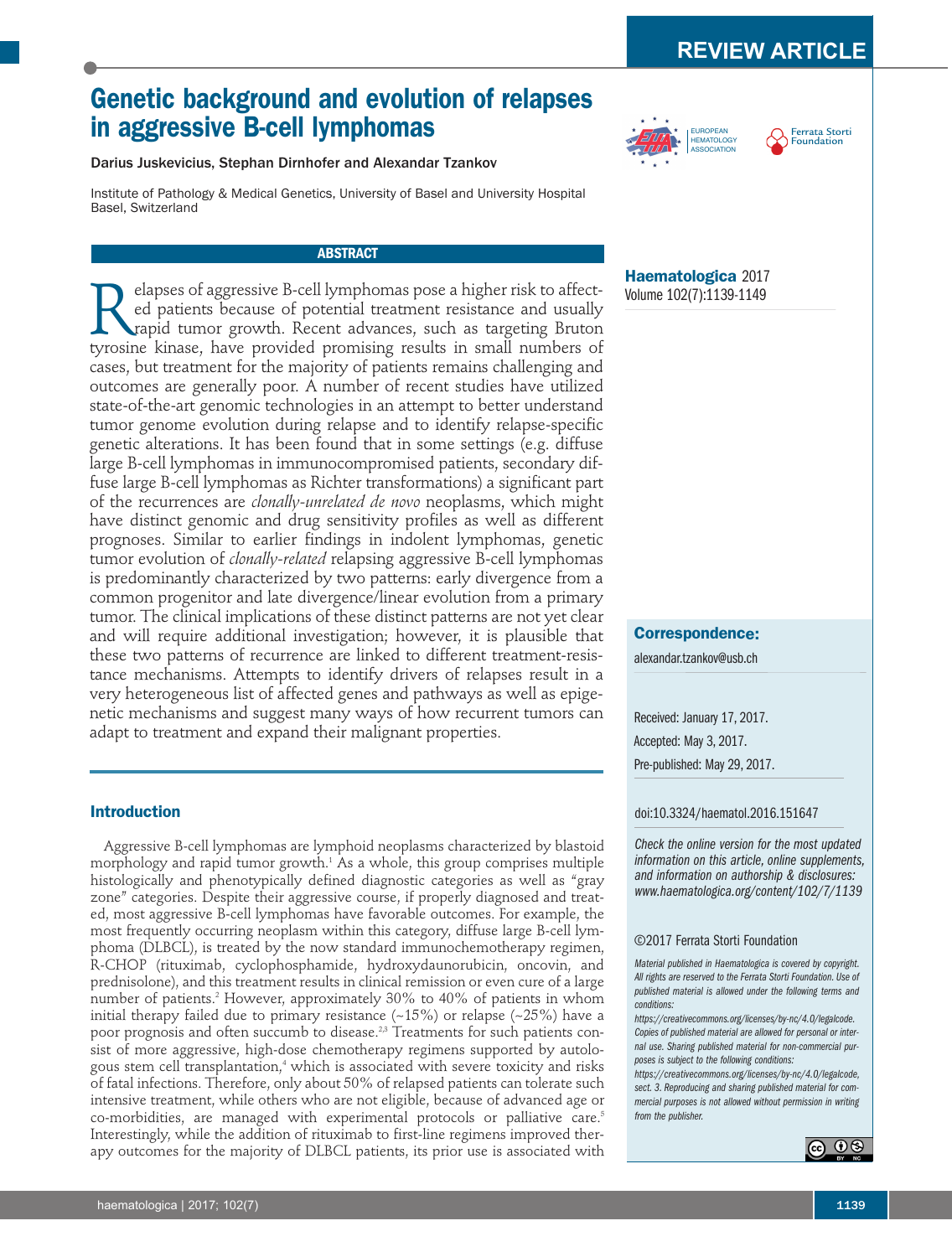REVIEW ARTICLE

# Genetic background and evolution of relapses in aggressive B-cell lymphomas

Darius Juskevicius, Stephan Dirnhofer and Alexandar Tzankov

Institute of Pathology & Medical Genetics, University of Basel and University Hospital Basel, Switzerland

**Haematologica** 2017
Volume 102(7):1139-1149

## ABSTRACT

Relapses of aggressive B-cell lymphomas pose a higher risk to affected patients because of potential treatment resistance and usually rapid tumor growth. Recent advances, such as targeting Bruton tyrosine kinase, have provided promising results in small numbers of cases, but treatment for the majority of patients remains challenging and outcomes are generally poor. A number of recent studies have utilized state-of-the-art genomic technologies in an attempt to better understand tumor genome evolution during relapse and to identify relapse-specific genetic alterations. It has been found that in some settings (e.g. diffuse large B-cell lymphomas in immunocompromised patients, secondary diffuse large B-cell lymphomas as Richter transformations) a significant part of the recurrences are *clonally-unrelated de novo* neoplasms, which might have distinct genomic and drug sensitivity profiles as well as different prognoses. Similar to earlier findings in indolent lymphomas, genetic tumor evolution of *clonally-related* relapsing aggressive B-cell lymphomas is predominantly characterized by two patterns: early divergence from a common progenitor and late divergence/linear evolution from a primary tumor. The clinical implications of these distinct patterns are not yet clear and will require additional investigation; however, it is plausible that these two patterns of recurrence are linked to different treatment-resistance mechanisms. Attempts to identify drivers of relapses result in a very heterogeneous list of affected genes and pathways as well as epigenetic mechanisms and suggest many ways of how recurrent tumors can adapt to treatment and expand their malignant properties.

**Correspondence:**

alexandar.tzankov@usb.ch

Received: January 17, 2017.

Accepted: May 3, 2017.

Pre-published: May 29, 2017.

doi:10.3324/haematol.2016.151647

*Check the online version for the most updated information on this article, online supplements, and information on authorship & disclosures: www.haematologica.org/content/102/7/1139*

©2017 Ferrata Storti Foundation

*Material published in Haematologica is covered by copyright. All rights are reserved to the Ferrata Storti Foundation. Use of published material is allowed under the following terms and conditions: https://creativecommons.org/licenses/by-nc/4.0/legalcode. Copies of published material are allowed for personal or internal use. Sharing published material for non-commercial purposes is subject to the following conditions: https://creativecommons.org/licenses/by-nc/4.0/legalcode, sect. 3. Reproducing and sharing published material for commercial purposes is not allowed without permission in writing from the publisher.*

## Introduction

Aggressive B-cell lymphomas are lymphoid neoplasms characterized by blastoid morphology and rapid tumor growth.[1] As a whole, this group comprises multiple histologically and phenotypically defined diagnostic categories as well as "gray zone" categories. Despite their aggressive course, if properly diagnosed and treated, most aggressive B-cell lymphomas have favorable outcomes. For example, the most frequently occurring neoplasm within this category, diffuse large B-cell lymphoma (DLBCL), is treated by the now standard immunochemotherapy regimen, R-CHOP (rituximab, cyclophosphamide, hydroxydaunorubicin, oncovin, and prednisolone), and this treatment results in clinical remission or even cure of a large number of patients.[2] However, approximately 30% to 40% of patients in whom initial therapy failed due to primary resistance (~15%) or relapse (~25%) have a poor prognosis and often succumb to disease.[2,3] Treatments for such patients consist of more aggressive, high-dose chemotherapy regimens supported by autologous stem cell transplantation,[4] which is associated with severe toxicity and risks of fatal infections. Therefore, only about 50% of relapsed patients can tolerate such intensive treatment, while others who are not eligible, because of advanced age or co-morbidities, are managed with experimental protocols or palliative care.[5] Interestingly, while the addition of rituximab to first-line regimens improved therapy outcomes for the majority of DLBCL patients, its prior use is associated with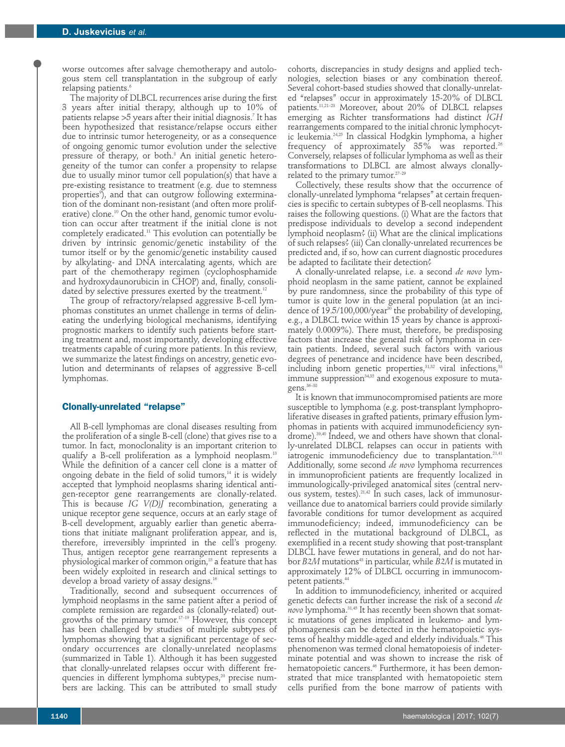worse outcomes after salvage chemotherapy and autologous stem cell transplantation in the subgroup of early relapsing patients.[6]

The majority of DLBCL recurrences arise during the first 3 years after initial therapy, although up to 10% of patients relapse >5 years after their initial diagnosis.[7] It has been hypothesized that resistance/relapse occurs either due to intrinsic tumor heterogeneity, or as a consequence of ongoing genomic tumor evolution under the selective pressure of therapy, or both.[8] An initial genetic heterogeneity of the tumor can confer a propensity to relapse due to usually minor tumor cell population(s) that have a pre-existing resistance to treatment (e.g. due to stemness properties[9]), and that can outgrow following extermination of the dominant non-resistant (and often more proliferative) clone.[10] On the other hand, genomic tumor evolution can occur after treatment if the initial clone is not completely eradicated.[11] This evolution can potentially be driven by intrinsic genomic/genetic instability of the tumor itself or by the genomic/genetic instability caused by alkylating- and DNA intercalating agents, which are part of the chemotherapy regimen (cyclophosphamide and hydroxydaunorubicin in CHOP) and, finally, consolidated by selective pressures exerted by the treatment.[12]

The group of refractory/relapsed aggressive B-cell lymphomas constitutes an unmet challenge in terms of delineating the underlying biological mechanisms, identifying prognostic markers to identify such patients before starting treatment and, most importantly, developing effective treatments capable of curing more patients. In this review, we summarize the latest findings on ancestry, genetic evolution and determinants of relapses of aggressive B-cell lymphomas.

## Clonally-unrelated "relapse"

All B-cell lymphomas are clonal diseases resulting from the proliferation of a single B-cell (clone) that gives rise to a tumor. In fact, monoclonality is an important criterion to qualify a B-cell proliferation as a lymphoid neoplasm.[13] While the definition of a cancer cell clone is a matter of ongoing debate in the field of solid tumors,[14] it is widely accepted that lymphoid neoplasms sharing identical antigen-receptor gene rearrangements are clonally-related. This is because *IG V(D)J* recombination, generating a unique receptor gene sequence, occurs at an early stage of B-cell development, arguably earlier than genetic aberrations that initiate malignant proliferation appear, and is, therefore, irreversibly imprinted in the cell's progeny. Thus, antigen receptor gene rearrangement represents a physiological marker of common origin,[15] a feature that has been widely exploited in research and clinical settings to develop a broad variety of assay designs.[16]

Traditionally, second and subsequent occurrences of lymphoid neoplasms in the same patient after a period of complete remission are regarded as (clonally-related) outgrowths of the primary tumor.[17–19] However, this concept has been challenged by studies of multiple subtypes of lymphomas showing that a significant percentage of secondary occurrences are clonally-unrelated neoplasms (summarized in Table 1). Although it has been suggested that clonally-unrelated relapses occur with different frequencies in different lymphoma subtypes,[20] precise numbers are lacking. This can be attributed to small study cohorts, discrepancies in study designs and applied technologies, selection biases or any combination thereof. Several cohort-based studies showed that clonally-unrelated "relapses" occur in approximately 15-20% of DLBCL patients.[11,21–23] Moreover, about 20% of DLBCL relapses emerging as Richter transformations had distinct *IGH* rearrangements compared to the initial chronic lymphocytic leukemia.[24,25] In classical Hodgkin lymphoma, a higher frequency of approximately 35% was reported.[26] Conversely, relapses of follicular lymphoma as well as their transformations to DLBCL are almost always clonally-related to the primary tumor.[27–29]

Collectively, these results show that the occurrence of clonally-unrelated lymphoma "relapses" at certain frequencies is specific to certain subtypes of B-cell neoplasms. This raises the following questions. (i) What are the factors that predispose individuals to develop a second independent lymphoid neoplasm? (ii) What are the clinical implications of such relapses? (iii) Can clonally-unrelated recurrences be predicted and, if so, how can current diagnostic procedures be adapted to facilitate their detection?

A clonally-unrelated relapse, i.e. a second *de novo* lymphoid neoplasm in the same patient, cannot be explained by pure randomness, since the probability of this type of tumor is quite low in the general population (at an incidence of 19.5/100,000/year[30] the probability of developing, e.g., a DLBCL twice within 15 years by chance is approximately 0.0009%). There must, therefore, be predisposing factors that increase the general risk of lymphoma in certain patients. Indeed, several such factors with various degrees of penetrance and incidence have been described, including inborn genetic properties,[31,32] viral infections,[33] immune suppression[34,35] and exogenous exposure to mutagens.[36–38]

It is known that immunocompromised patients are more susceptible to lymphoma (e.g. post-transplant lymphoproliferative diseases in grafted patients, primary effusion lymphomas in patients with acquired immunodeficiency syndrome).[39,40] Indeed, we and others have shown that clonally-unrelated DLBCL relapses can occur in patients with iatrogenic immunodeficiency due to transplantation.[21,41] Additionally, some second *de novo* lymphoma recurrences in immunoproficient patients are frequently localized in immunologically-privileged anatomical sites (central nervous system, testes).[21,42] In such cases, lack of immunosurveillance due to anatomical barriers could provide similarly favorable conditions for tumor development as acquired immunodeficiency; indeed, immunodeficiency can be reflected in the mutational background of DLBCL, as exemplified in a recent study showing that post-transplant DLBCL have fewer mutations in general, and do not harbor *B2M* mutations[43] in particular, while *B2M* is mutated in approximately 12% of DLBCL occurring in immunocompetent patients.[44]

In addition to immunodeficiency, inherited or acquired genetic defects can further increase the risk of a second *de novo* lymphoma.[31,45] It has recently been shown that somatic mutations of genes implicated in leukemo- and lymphomagenesis can be detected in the hematopoietic systems of healthy middle-aged and elderly individuals.[46] This phenomenon was termed clonal hematopoiesis of indeterminate potential and was shown to increase the risk of hematopoietic cancers.[46] Furthermore, it has been demonstrated that mice transplanted with hematopoietic stem cells purified from the bone marrow of patients with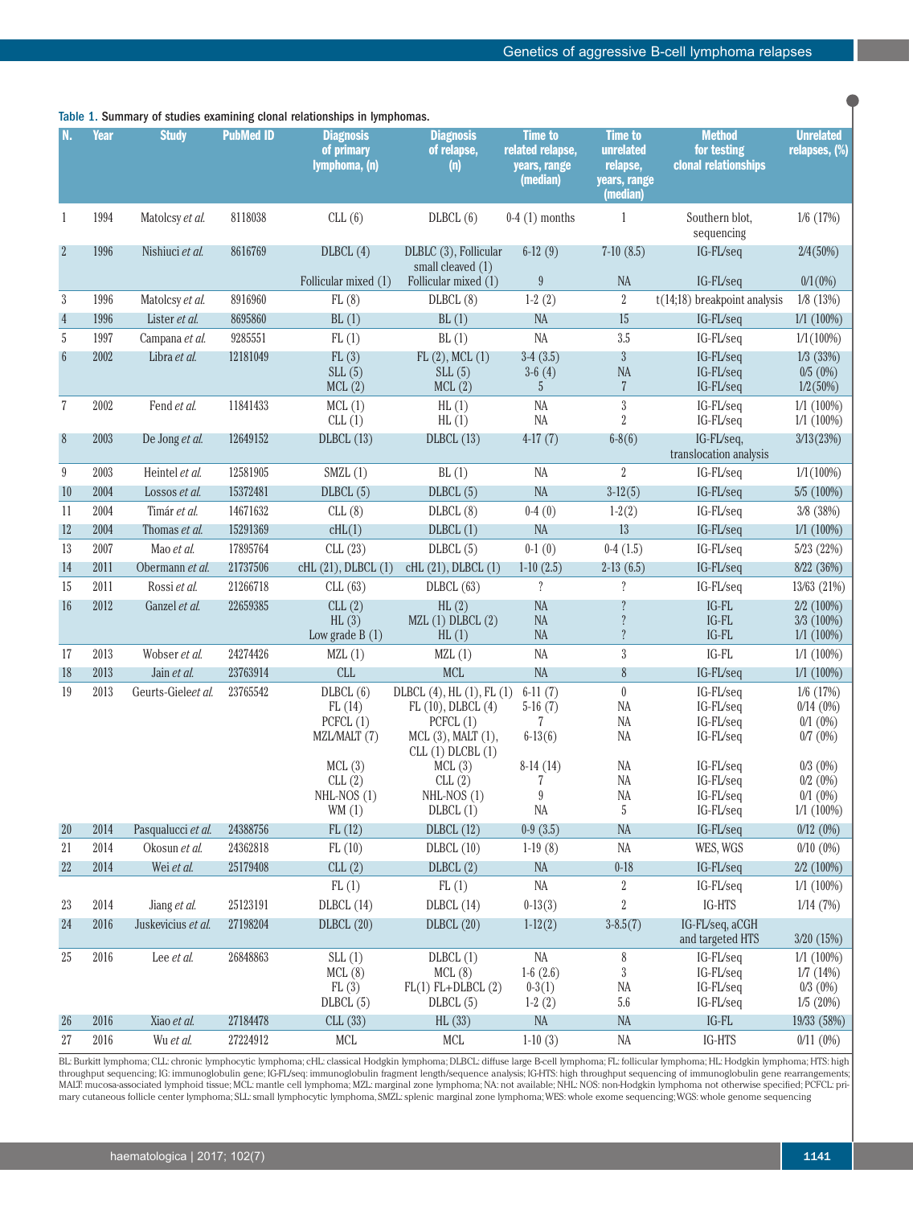Table 1. Summary of studies examining clonal relationships in lymphomas.

| N. | Year | Study | PubMed ID | Diagnosis of primary lymphoma, (n) | Diagnosis of relapse, (n) | Time to related relapse, years, range (median) | Time to unrelated relapse, years, range (median) | Method for testing clonal relationships | Unrelated relapses, (%) |
|---|---|---|---|---|---|---|---|---|---|
| 1 | 1994 | Matolcsy *et al.* | 8118038 | CLL (6) | DLBCL (6) | 0-4 (1) months | 1 | Southern blot, sequencing | 1/6 (17%) |
| 2 | 1996 | Nishiuci *et al.* | 8616769 | DLBCL (4) | DLBLC (3), Follicular small cleaved (1) | 6-12 (9) | 7-10 (8.5) | IG-FL/seq | 2/4(50%) |
| | | | | Follicular mixed (1) | Follicular mixed (1) | 9 | NA | IG-FL/seq | 0/1(0%) |
| 3 | 1996 | Matolcsy *et al.* | 8916960 | FL (8) | DLBCL (8) | 1-2 (2) | 2 | t(14;18) breakpoint analysis | 1/8 (13%) |
| 4 | 1996 | Lister *et al.* | 8695860 | BL (1) | BL (1) | NA | 15 | IG-FL/seq | 1/1 (100%) |
| 5 | 1997 | Campana *et al.* | 9285551 | FL (1) | BL (1) | NA | 3.5 | IG-FL/seq | 1/1(100%) |
| 6 | 2002 | Libra *et al.* | 12181049 | FL (3)<br>SLL (5)<br>MCL (2) | FL (2), MCL (1)<br>SLL (5)<br>MCL (2) | 3-4 (3.5)<br>3-6 (4)<br>5 | 3<br>NA<br>7 | IG-FL/seq<br>IG-FL/seq<br>IG-FL/seq | 1/3 (33%)<br>0/5 (0%)<br>1/2(50%) |
| 7 | 2002 | Fend *et al.* | 11841433 | MCL (1)<br>CLL (1) | HL (1)<br>HL (1) | NA<br>NA | 3<br>2 | IG-FL/seq<br>IG-FL/seq | 1/1 (100%)<br>1/1 (100%) |
| 8 | 2003 | De Jong *et al.* | 12649152 | DLBCL (13) | DLBCL (13) | 4-17 (7) | 6-8(6) | IG-FL/seq, translocation analysis | 3/13(23%) |
| 9 | 2003 | Heintel *et al.* | 12581905 | SMZL (1) | BL (1) | NA | 2 | IG-FL/seq | 1/1(100%) |
| 10 | 2004 | Lossos *et al.* | 15372481 | DLBCL (5) | DLBCL (5) | NA | 3-12(5) | IG-FL/seq | 5/5 (100%) |
| 11 | 2004 | Timár *et al.* | 14671632 | CLL (8) | DLBCL (8) | 0-4 (0) | 1-2(2) | IG-FL/seq | 3/8 (38%) |
| 12 | 2004 | Thomas *et al.* | 15291369 | cHL(1) | DLBCL (1) | NA | 13 | IG-FL/seq | 1/1 (100%) |
| 13 | 2007 | Mao *et al.* | 17895764 | CLL (23) | DLBCL (5) | 0-1 (0) | 0-4 (1.5) | IG-FL/seq | 5/23 (22%) |
| 14 | 2011 | Obermann *et al.* | 21737506 | cHL (21), DLBCL (1) | cHL (21), DLBCL (1) | 1-10 (2.5) | 2-13 (6.5) | IG-FL/seq | 8/22 (36%) |
| 15 | 2011 | Rossi *et al.* | 21266718 | CLL (63) | DLBCL (63) | ? | ? | IG-FL/seq | 13/63 (21%) |
| 16 | 2012 | Ganzel *et al.* | 22659385 | CLL (2)<br>HL (3)<br>Low grade B (1) | HL (2)<br>MZL (1) DLBCL (2)<br>HL (1) | NA<br>NA<br>NA | ?<br>?<br>? | IG-FL<br>IG-FL<br>IG-FL | 2/2 (100%)<br>3/3 (100%)<br>1/1 (100%) |
| 17 | 2013 | Wobser *et al.* | 24274426 | MZL (1) | MZL (1) | NA | 3 | IG-FL | 1/1 (100%) |
| 18 | 2013 | Jain *et al.* | 23763914 | CLL | MCL | NA | 8 | IG-FL/seq | 1/1 (100%) |
| 19 | 2013 | Geurts-Giele*et al.* | 23765542 | DLBCL (6)<br>FL (14)<br>PCFCL (1)<br>MZL/MALT (7)<br>MCL (3)<br>CLL (2)<br>NHL-NOS (1)<br>WM (1) | DLBCL (4), HL (1), FL (1)<br>FL (10), DLBCL (4)<br>PCFCL (1)<br>MCL (3), MALT (1), CLL (1) DLCBL (1)<br>MCL (3)<br>CLL (2)<br>NHL-NOS (1)<br>DLBCL (1) | 6-11 (7)<br>5-16 (7)<br>7<br>6-13(6)<br>8-14 (14)<br>7<br>9<br>NA | 0<br>NA<br>NA<br>NA<br>NA<br>NA<br>NA<br>5 | IG-FL/seq<br>IG-FL/seq<br>IG-FL/seq<br>IG-FL/seq<br>IG-FL/seq<br>IG-FL/seq<br>IG-FL/seq<br>IG-FL/seq | 1/6 (17%)<br>0/14 (0%)<br>0/1 (0%)<br>0/7 (0%)<br>0/3 (0%)<br>0/2 (0%)<br>0/1 (0%)<br>1/1 (100%) |
| 20 | 2014 | Pasqualucci *et al.* | 24388756 | FL (12) | DLBCL (12) | 0-9 (3.5) | NA | IG-FL/seq | 0/12 (0%) |
| 21 | 2014 | Okosun *et al.* | 24362818 | FL (10) | DLBCL (10) | 1-19 (8) | NA | WES, WGS | 0/10 (0%) |
| 22 | 2014 | Wei *et al.* | 25179408 | CLL (2) | DLBCL (2) | NA | 0-18 | IG-FL/seq | 2/2 (100%) |
| | | | | FL (1) | FL (1) | NA | 2 | IG-FL/seq | 1/1 (100%) |
| 23 | 2014 | Jiang *et al.* | 25123191 | DLBCL (14) | DLBCL (14) | 0-13(3) | 2 | IG-HTS | 1/14 (7%) |
| 24 | 2016 | Juskevicius *et al.* | 27198204 | DLBCL (20) | DLBCL (20) | 1-12(2) | 3-8.5(7) | IG-FL/seq, aCGH and targeted HTS | 3/20 (15%) |
| 25 | 2016 | Lee *et al.* | 26848863 | SLL (1)<br>MCL (8)<br>FL (3)<br>DLBCL (5) | DLBCL (1)<br>MCL (8)<br>FL(1) FL+DLBCL (2)<br>DLBCL (5) | NA<br>1-6 (2.6)<br>0-3(1)<br>1-2 (2) | 8<br>3<br>NA<br>5.6 | IG-FL/seq<br>IG-FL/seq<br>IG-FL/seq<br>IG-FL/seq | 1/1 (100%)<br>1/7 (14%)<br>0/3 (0%)<br>1/5 (20%) |
| 26 | 2016 | Xiao *et al.* | 27184478 | CLL (33) | HL (33) | NA | NA | IG-FL | 19/33 (58%) |
| 27 | 2016 | Wu *et al.* | 27224912 | MCL | MCL | 1-10 (3) | NA | IG-HTS | 0/11 (0%) |

BL: Burkitt lymphoma; CLL: chronic lymphocytic lymphoma; cHL: classical Hodgkin lymphoma; DLBCL: diffuse large B-cell lymphoma; FL: follicular lymphoma; HL: Hodgkin lymphoma; HTS: high throughput sequencing; IG: immunoglobulin gene; IG-FL/seq: immunoglobulin fragment length/sequence analysis; IG-HTS: high throughput sequencing of immunoglobulin gene rearrangements; MALT: mucosa-associated lymphoid tissue; MCL: mantle cell lymphoma; MZL: marginal zone lymphoma; NA: not available; NHL: NOS: non-Hodgkin lymphoma not otherwise specified; PCFCL: primary cutaneous follicle center lymphoma; SLL: small lymphocytic lymphoma, SMZL: splenic marginal zone lymphoma; WES: whole exome sequencing; WGS: whole genome sequencing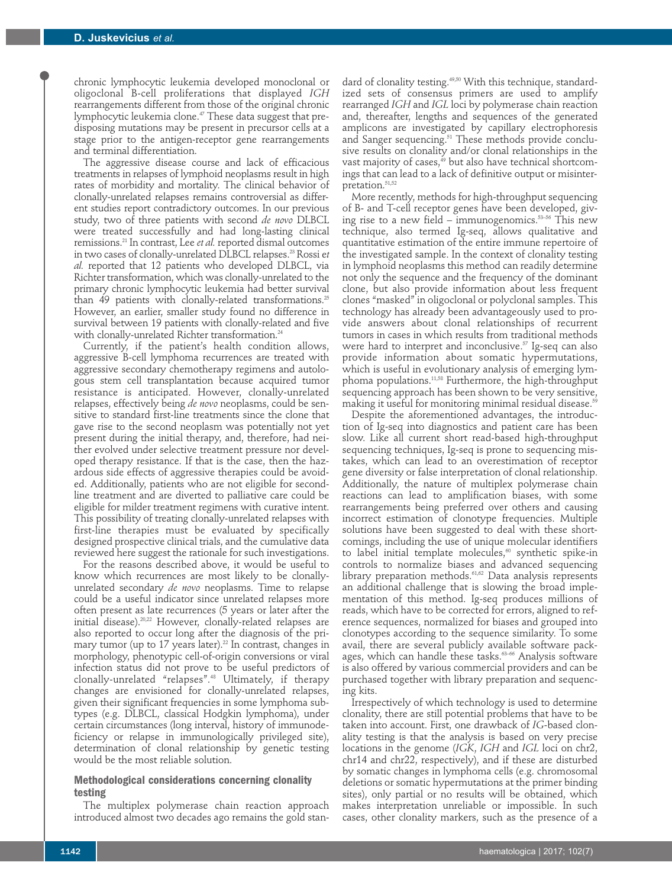chronic lymphocytic leukemia developed monoclonal or oligoclonal B-cell proliferations that displayed *IGH* rearrangements different from those of the original chronic lymphocytic leukemia clone.[47] These data suggest that predisposing mutations may be present in precursor cells at a stage prior to the antigen-receptor gene rearrangements and terminal differentiation.

The aggressive disease course and lack of efficacious treatments in relapses of lymphoid neoplasms result in high rates of morbidity and mortality. The clinical behavior of clonally-unrelated relapses remains controversial as different studies report contradictory outcomes. In our previous study, two of three patients with second *de novo* DLBCL were treated successfully and had long-lasting clinical remissions.[21] In contrast, Lee *et al.* reported dismal outcomes in two cases of clonally-unrelated DLBCL relapses.[23] Rossi *et al.* reported that 12 patients who developed DLBCL, via Richter transformation, which was clonally-unrelated to the primary chronic lymphocytic leukemia had better survival than 49 patients with clonally-related transformations.[25] However, an earlier, smaller study found no difference in survival between 19 patients with clonally-related and five with clonally-unrelated Richter transformation.[24]

Currently, if the patient's health condition allows, aggressive B-cell lymphoma recurrences are treated with aggressive secondary chemotherapy regimens and autologous stem cell transplantation because acquired tumor resistance is anticipated. However, clonally-unrelated relapses, effectively being *de novo* neoplasms, could be sensitive to standard first-line treatments since the clone that gave rise to the second neoplasm was potentially not yet present during the initial therapy, and, therefore, had neither evolved under selective treatment pressure nor developed therapy resistance. If that is the case, then the hazardous side effects of aggressive therapies could be avoided. Additionally, patients who are not eligible for second-line treatment and are diverted to palliative care could be eligible for milder treatment regimens with curative intent. This possibility of treating clonally-unrelated relapses with first-line therapies must be evaluated by specifically designed prospective clinical trials, and the cumulative data reviewed here suggest the rationale for such investigations.

For the reasons described above, it would be useful to know which recurrences are most likely to be clonally-unrelated secondary *de novo* neoplasms. Time to relapse could be a useful indicator since unrelated relapses more often present as late recurrences (5 years or later after the initial disease).[20,22] However, clonally-related relapses are also reported to occur long after the diagnosis of the primary tumor (up to 17 years later).[22] In contrast, changes in morphology, phenotypic cell-of-origin conversions or viral infection status did not prove to be useful predictors of clonally-unrelated "relapses".[48] Ultimately, if therapy changes are envisioned for clonally-unrelated relapses, given their significant frequencies in some lymphoma subtypes (e.g. DLBCL, classical Hodgkin lymphoma), under certain circumstances (long interval, history of immunodeficiency or relapse in immunologically privileged site), determination of clonal relationship by genetic testing would be the most reliable solution.

## Methodological considerations concerning clonality testing

The multiplex polymerase chain reaction approach introduced almost two decades ago remains the gold standard of clonality testing.[49,50] With this technique, standardized sets of consensus primers are used to amplify rearranged *IGH* and *IGL* loci by polymerase chain reaction and, thereafter, lengths and sequences of the generated amplicons are investigated by capillary electrophoresis and Sanger sequencing.[51] These methods provide conclusive results on clonality and/or clonal relationships in the vast majority of cases,[49] but also have technical shortcomings that can lead to a lack of definitive output or misinterpretation.[51,52]

More recently, methods for high-throughput sequencing of B- and T-cell receptor genes have been developed, giving rise to a new field – immunogenomics.[53-56] This new technique, also termed Ig-seq, allows qualitative and quantitative estimation of the entire immune repertoire of the investigated sample. In the context of clonality testing in lymphoid neoplasms this method can readily determine not only the sequence and the frequency of the dominant clone, but also provide information about less frequent clones "masked" in oligoclonal or polyclonal samples. This technology has already been advantageously used to provide answers about clonal relationships of recurrent tumors in cases in which results from traditional methods were hard to interpret and inconclusive.[57] Ig-seq can also provide information about somatic hypermutations, which is useful in evolutionary analysis of emerging lymphoma populations.[11,58] Furthermore, the high-throughput sequencing approach has been shown to be very sensitive, making it useful for monitoring minimal residual disease.[59]

Despite the aforementioned advantages, the introduction of Ig-seq into diagnostics and patient care has been slow. Like all current short read-based high-throughput sequencing techniques, Ig-seq is prone to sequencing mistakes, which can lead to an overestimation of receptor gene diversity or false interpretation of clonal relationship. Additionally, the nature of multiplex polymerase chain reactions can lead to amplification biases, with some rearrangements being preferred over others and causing incorrect estimation of clonotype frequencies. Multiple solutions have been suggested to deal with these shortcomings, including the use of unique molecular identifiers to label initial template molecules,[60] synthetic spike-in controls to normalize biases and advanced sequencing library preparation methods.[61,62] Data analysis represents an additional challenge that is slowing the broad implementation of this method. Ig-seq produces millions of reads, which have to be corrected for errors, aligned to reference sequences, normalized for biases and grouped into clonotypes according to the sequence similarity. To some avail, there are several publicly available software packages, which can handle these tasks.[63-66] Analysis software is also offered by various commercial providers and can be purchased together with library preparation and sequencing kits.

Irrespectively of which technology is used to determine clonality, there are still potential problems that have to be taken into account. First, one drawback of *IG*-based clonality testing is that the analysis is based on very precise locations in the genome (*IGK*, *IGH* and *IGL* loci on chr2, chr14 and chr22, respectively), and if these are disturbed by somatic changes in lymphoma cells (e.g. chromosomal deletions or somatic hypermutations at the primer binding sites), only partial or no results will be obtained, which makes interpretation unreliable or impossible. In such cases, other clonality markers, such as the presence of a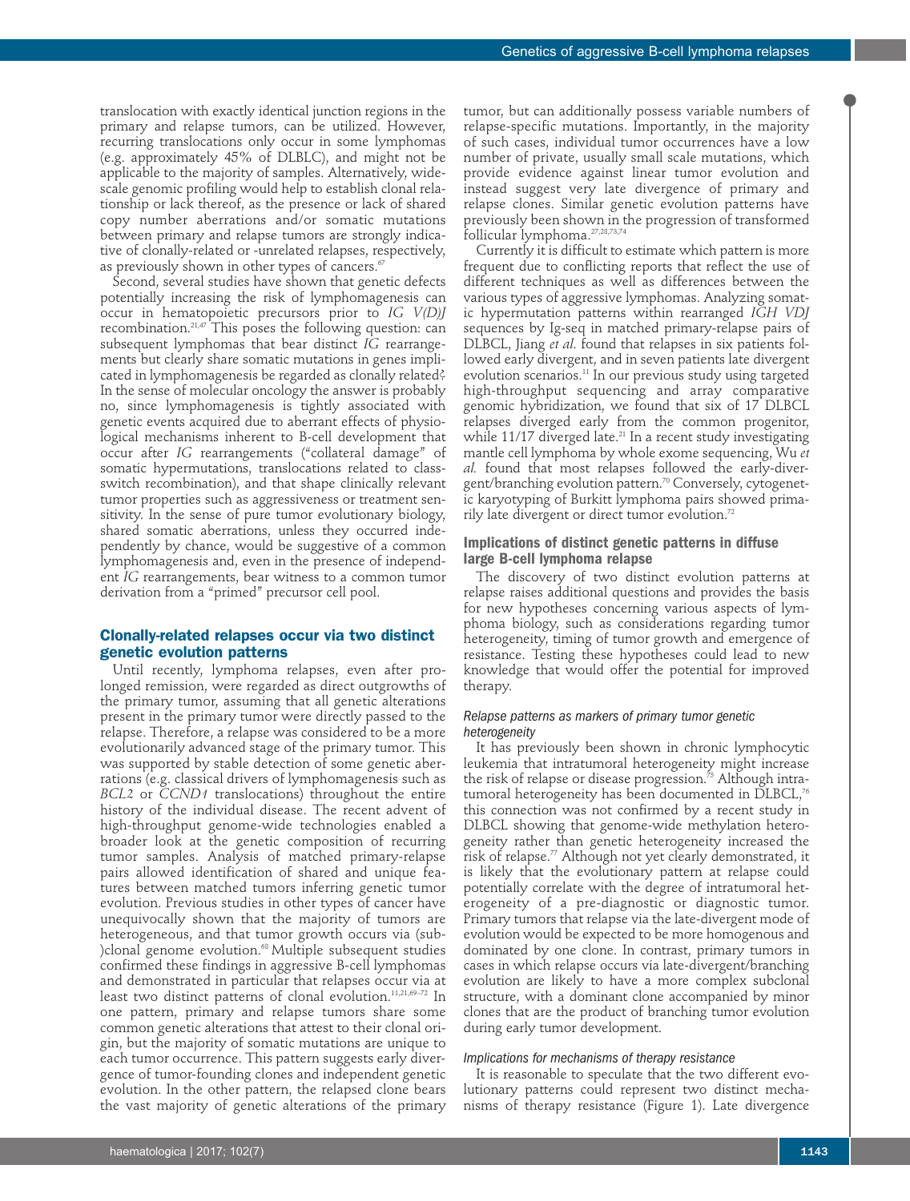translocation with exactly identical junction regions in the primary and relapse tumors, can be utilized. However, recurring translocations only occur in some lymphomas (e.g. approximately 45% of DLBLC), and might not be applicable to the majority of samples. Alternatively, wide-scale genomic profiling would help to establish clonal relationship or lack thereof, as the presence or lack of shared copy number aberrations and/or somatic mutations between primary and relapse tumors are strongly indicative of clonally-related or -unrelated relapses, respectively, as previously shown in other types of cancers.[67]

Second, several studies have shown that genetic defects potentially increasing the risk of lymphomagenesis can occur in hematopoietic precursors prior to *IG V(D)J* recombination.[21,47] This poses the following question: can subsequent lymphomas that bear distinct *IG* rearrangements but clearly share somatic mutations in genes implicated in lymphomagenesis be regarded as clonally related? In the sense of molecular oncology the answer is probably no, since lymphomagenesis is tightly associated with genetic events acquired due to aberrant effects of physiological mechanisms inherent to B-cell development that occur after *IG* rearrangements ("collateral damage" of somatic hypermutations, translocations related to class-switch recombination), and that shape clinically relevant tumor properties such as aggressiveness or treatment sensitivity. In the sense of pure tumor evolutionary biology, shared somatic aberrations, unless they occurred independently by chance, would be suggestive of a common lymphomagenesis and, even in the presence of independent *IG* rearrangements, bear witness to a common tumor derivation from a "primed" precursor cell pool.

## Clonally-related relapses occur via two distinct genetic evolution patterns

Until recently, lymphoma relapses, even after prolonged remission, were regarded as direct outgrowths of the primary tumor, assuming that all genetic alterations present in the primary tumor were directly passed to the relapse. Therefore, a relapse was considered to be a more evolutionarily advanced stage of the primary tumor. This was supported by stable detection of some genetic aberrations (e.g. classical drivers of lymphomagenesis such as *BCL2* or *CCND1* translocations) throughout the entire history of the individual disease. The recent advent of high-throughput genome-wide technologies enabled a broader look at the genetic composition of recurring tumor samples. Analysis of matched primary-relapse pairs allowed identification of shared and unique features between matched tumors inferring genetic tumor evolution. Previous studies in other types of cancer have unequivocally shown that the majority of tumors are heterogeneous, and that tumor growth occurs via (sub-)clonal genome evolution.[68] Multiple subsequent studies confirmed these findings in aggressive B-cell lymphomas and demonstrated in particular that relapses occur via at least two distinct patterns of clonal evolution.[11,21,69–72] In one pattern, primary and relapse tumors share some common genetic alterations that attest to their clonal origin, but the majority of somatic mutations are unique to each tumor occurrence. This pattern suggests early divergence of tumor-founding clones and independent genetic evolution. In the other pattern, the relapsed clone bears the vast majority of genetic alterations of the primary tumor, but can additionally possess variable numbers of relapse-specific mutations. Importantly, in the majority of such cases, individual tumor occurrences have a low number of private, usually small scale mutations, which provide evidence against linear tumor evolution and instead suggest very late divergence of primary and relapse clones. Similar genetic evolution patterns have previously been shown in the progression of transformed follicular lymphoma.[27,28,73,74]

Currently it is difficult to estimate which pattern is more frequent due to conflicting reports that reflect the use of different techniques as well as differences between the various types of aggressive lymphomas. Analyzing somatic hypermutation patterns within rearranged *IGH VDJ* sequences by Ig-seq in matched primary-relapse pairs of DLBCL, Jiang *et al.* found that relapses in six patients followed early divergent, and in seven patients late divergent evolution scenarios.[11] In our previous study using targeted high-throughput sequencing and array comparative genomic hybridization, we found that six of 17 DLBCL relapses diverged early from the common progenitor, while 11/17 diverged late.[21] In a recent study investigating mantle cell lymphoma by whole exome sequencing, Wu *et al.* found that most relapses followed the early-divergent/branching evolution pattern.[70] Conversely, cytogenetic karyotyping of Burkitt lymphoma pairs showed primarily late divergent or direct tumor evolution.[72]

## Implications of distinct genetic patterns in diffuse large B-cell lymphoma relapse

The discovery of two distinct evolution patterns at relapse raises additional questions and provides the basis for new hypotheses concerning various aspects of lymphoma biology, such as considerations regarding tumor heterogeneity, timing of tumor growth and emergence of resistance. Testing these hypotheses could lead to new knowledge that would offer the potential for improved therapy.

### *Relapse patterns as markers of primary tumor genetic heterogeneity*

It has previously been shown in chronic lymphocytic leukemia that intratumoral heterogeneity might increase the risk of relapse or disease progression.[75] Although intratumoral heterogeneity has been documented in DLBCL,[76] this connection was not confirmed by a recent study in DLBCL showing that genome-wide methylation heterogeneity rather than genetic heterogeneity increased the risk of relapse.[77] Although not yet clearly demonstrated, it is likely that the evolutionary pattern at relapse could potentially correlate with the degree of intratumoral heterogeneity of a pre-diagnostic or diagnostic tumor. Primary tumors that relapse via the late-divergent mode of evolution would be expected to be more homogenous and dominated by one clone. In contrast, primary tumors in cases in which relapse occurs via late-divergent/branching evolution are likely to have a more complex subclonal structure, with a dominant clone accompanied by minor clones that are the product of branching tumor evolution during early tumor development.

### *Implications for mechanisms of therapy resistance*

It is reasonable to speculate that the two different evolutionary patterns could represent two distinct mechanisms of therapy resistance (Figure 1). Late divergence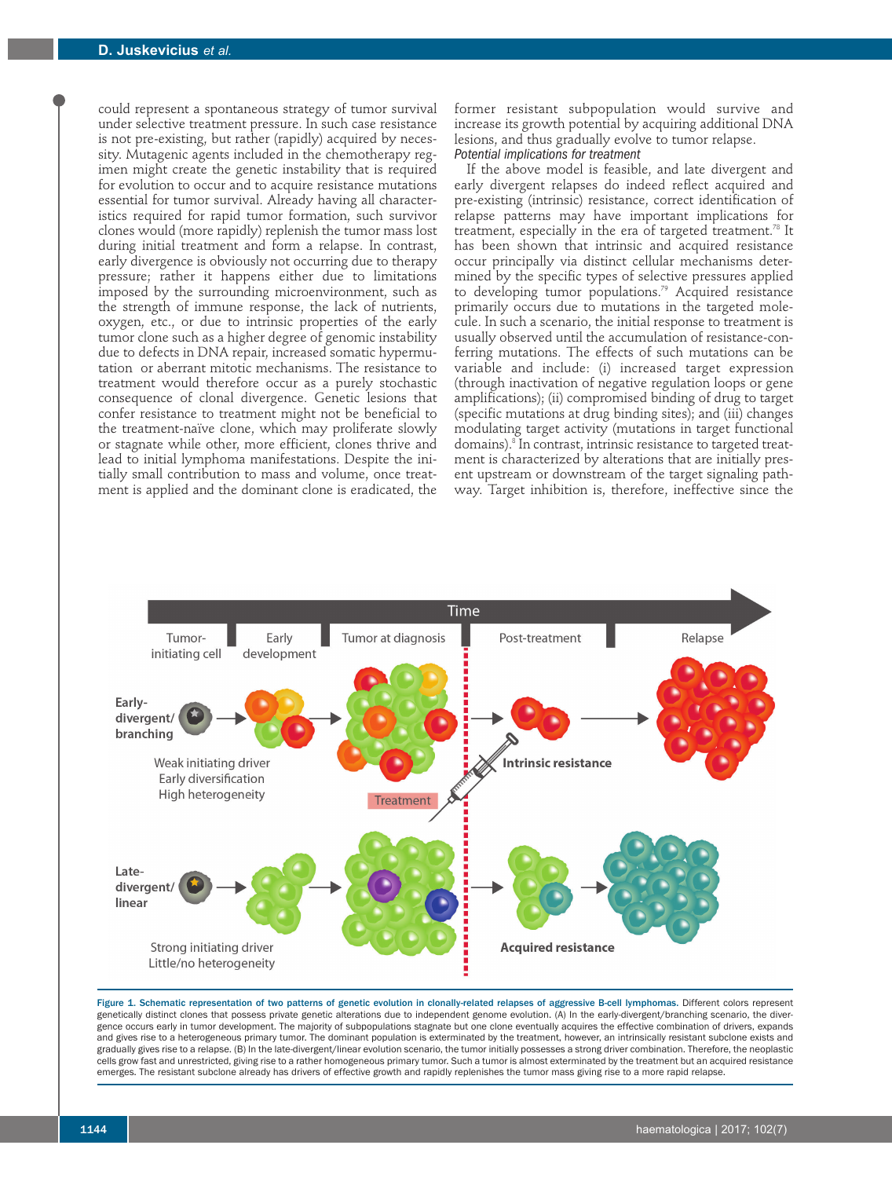could represent a spontaneous strategy of tumor survival under selective treatment pressure. In such case resistance is not pre-existing, but rather (rapidly) acquired by necessity. Mutagenic agents included in the chemotherapy regimen might create the genetic instability that is required for evolution to occur and to acquire resistance mutations essential for tumor survival. Already having all characteristics required for rapid tumor formation, such survivor clones would (more rapidly) replenish the tumor mass lost during initial treatment and form a relapse. In contrast, early divergence is obviously not occurring due to therapy pressure; rather it happens either due to limitations imposed by the surrounding microenvironment, such as the strength of immune response, the lack of nutrients, oxygen, etc., or due to intrinsic properties of the early tumor clone such as a higher degree of genomic instability due to defects in DNA repair, increased somatic hypermutation or aberrant mitotic mechanisms. The resistance to treatment would therefore occur as a purely stochastic consequence of clonal divergence. Genetic lesions that confer resistance to treatment might not be beneficial to the treatment-naïve clone, which may proliferate slowly or stagnate while other, more efficient, clones thrive and lead to initial lymphoma manifestations. Despite the initially small contribution to mass and volume, once treatment is applied and the dominant clone is eradicated, the former resistant subpopulation would survive and increase its growth potential by acquiring additional DNA lesions, and thus gradually evolve to tumor relapse.

*Potential implications for treatment*

If the above model is feasible, and late divergent and early divergent relapses do indeed reflect acquired and pre-existing (intrinsic) resistance, correct identification of relapse patterns may have important implications for treatment, especially in the era of targeted treatment.[78] It has been shown that intrinsic and acquired resistance occur principally via distinct cellular mechanisms determined by the specific types of selective pressures applied to developing tumor populations.[79] Acquired resistance primarily occurs due to mutations in the targeted molecule. In such a scenario, the initial response to treatment is usually observed until the accumulation of resistance-conferring mutations. The effects of such mutations can be variable and include: (i) increased target expression (through inactivation of negative regulation loops or gene amplifications); (ii) compromised binding of drug to target (specific mutations at drug binding sites); and (iii) changes modulating target activity (mutations in target functional domains).[8] In contrast, intrinsic resistance to targeted treatment is characterized by alterations that are initially present upstream or downstream of the target signaling pathway. Target inhibition is, therefore, ineffective since the

**Figure 1. Schematic representation of two patterns of genetic evolution in clonally-related relapses of aggressive B-cell lymphomas.** Different colors represent genetically distinct clones that possess private genetic alterations due to independent genome evolution. (A) In the early-divergent/branching scenario, the divergence occurs early in tumor development. The majority of subpopulations stagnate but one clone eventually acquires the effective combination of drivers, expands and gives rise to a heterogeneous primary tumor. The dominant population is exterminated by the treatment, however, an intrinsically resistant subclone exists and gradually gives rise to a relapse. (B) In the late-divergent/linear evolution scenario, the tumor initially possesses a strong driver combination. Therefore, the neoplastic cells grow fast and unrestricted, giving rise to a rather homogeneous primary tumor. Such a tumor is almost exterminated by the treatment but an acquired resistance emerges. The resistant subclone already has drivers of effective growth and rapidly replenishes the tumor mass giving rise to a more rapid relapse.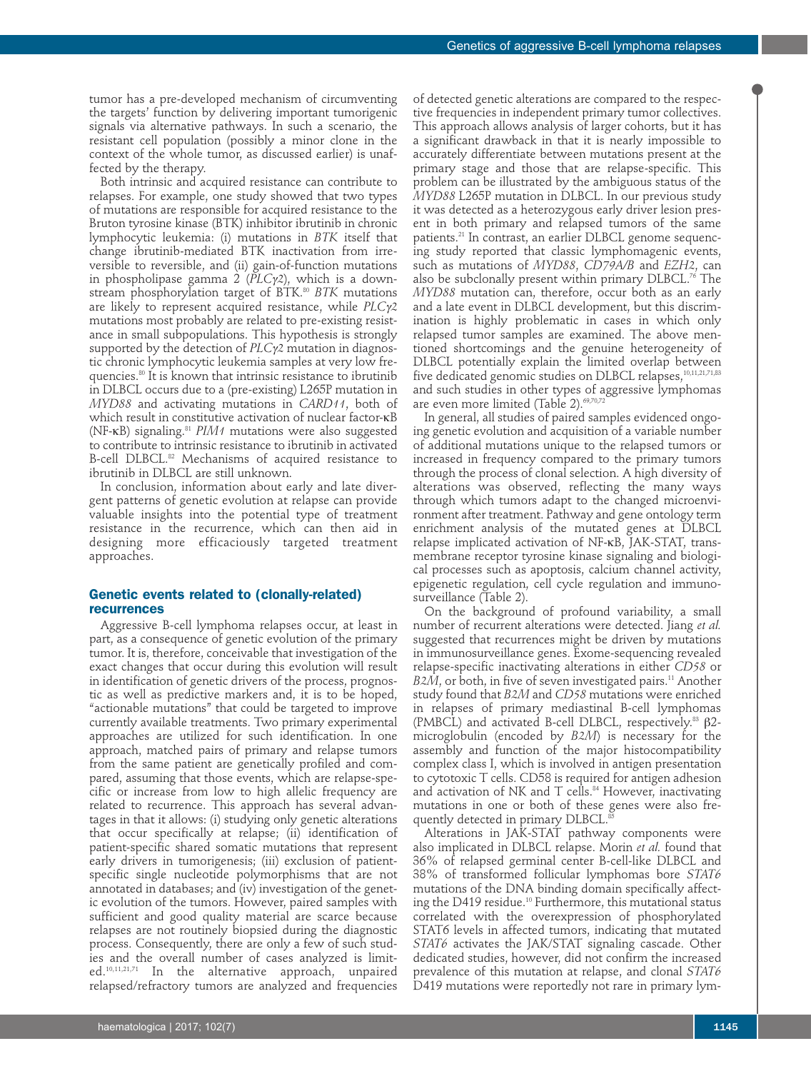tumor has a pre-developed mechanism of circumventing the targets' function by delivering important tumorigenic signals via alternative pathways. In such a scenario, the resistant cell population (possibly a minor clone in the context of the whole tumor, as discussed earlier) is unaffected by the therapy.

Both intrinsic and acquired resistance can contribute to relapses. For example, one study showed that two types of mutations are responsible for acquired resistance to the Bruton tyrosine kinase (BTK) inhibitor ibrutinib in chronic lymphocytic leukemia: (i) mutations in *BTK* itself that change ibrutinib-mediated BTK inactivation from irreversible to reversible, and (ii) gain-of-function mutations in phospholipase gamma 2 (*PLCγ2*), which is a downstream phosphorylation target of BTK.[80] *BTK* mutations are likely to represent acquired resistance, while *PLCγ2* mutations most probably are related to pre-existing resistance in small subpopulations. This hypothesis is strongly supported by the detection of *PLCγ2* mutation in diagnostic chronic lymphocytic leukemia samples at very low frequencies.[80] It is known that intrinsic resistance to ibrutinib in DLBCL occurs due to a (pre-existing) L265P mutation in *MYD88* and activating mutations in *CARD11*, both of which result in constitutive activation of nuclear factor-κB (NF-κB) signaling.[81] *PIM1* mutations were also suggested to contribute to intrinsic resistance to ibrutinib in activated B-cell DLBCL.[82] Mechanisms of acquired resistance to ibrutinib in DLBCL are still unknown.

In conclusion, information about early and late divergent patterns of genetic evolution at relapse can provide valuable insights into the potential type of treatment resistance in the recurrence, which can then aid in designing more efficaciously targeted treatment approaches.

## Genetic events related to (clonally-related) recurrences

Aggressive B-cell lymphoma relapses occur, at least in part, as a consequence of genetic evolution of the primary tumor. It is, therefore, conceivable that investigation of the exact changes that occur during this evolution will result in identification of genetic drivers of the process, prognostic as well as predictive markers and, it is to be hoped, "actionable mutations" that could be targeted to improve currently available treatments. Two primary experimental approaches are utilized for such identification. In one approach, matched pairs of primary and relapse tumors from the same patient are genetically profiled and compared, assuming that those events, which are relapse-specific or increase from low to high allelic frequency are related to recurrence. This approach has several advantages in that it allows: (i) studying only genetic alterations that occur specifically at relapse; (ii) identification of patient-specific shared somatic mutations that represent early drivers in tumorigenesis; (iii) exclusion of patient-specific single nucleotide polymorphisms that are not annotated in databases; and (iv) investigation of the genetic evolution of the tumors. However, paired samples with sufficient and good quality material are scarce because relapses are not routinely biopsied during the diagnostic process. Consequently, there are only a few of such studies and the overall number of cases analyzed is limited.[10,11,21,71] In the alternative approach, unpaired relapsed/refractory tumors are analyzed and frequencies of detected genetic alterations are compared to the respective frequencies in independent primary tumor collectives. This approach allows analysis of larger cohorts, but it has a significant drawback in that it is nearly impossible to accurately differentiate between mutations present at the primary stage and those that are relapse-specific. This problem can be illustrated by the ambiguous status of the *MYD88* L265P mutation in DLBCL. In our previous study it was detected as a heterozygous early driver lesion present in both primary and relapsed tumors of the same patients.[21] In contrast, an earlier DLBCL genome sequencing study reported that classic lymphomagenic events, such as mutations of *MYD88*, *CD79A/B* and *EZH2*, can also be subclonally present within primary DLBCL.[76] The *MYD88* mutation can, therefore, occur both as an early and a late event in DLBCL development, but this discrimination is highly problematic in cases in which only relapsed tumor samples are examined. The above mentioned shortcomings and the genuine heterogeneity of DLBCL potentially explain the limited overlap between five dedicated genomic studies on DLBCL relapses,[10,11,21,71,83] and such studies in other types of aggressive lymphomas are even more limited (Table 2).[69,70,72]

In general, all studies of paired samples evidenced ongoing genetic evolution and acquisition of a variable number of additional mutations unique to the relapsed tumors or increased in frequency compared to the primary tumors through the process of clonal selection. A high diversity of alterations was observed, reflecting the many ways through which tumors adapt to the changed microenvironment after treatment. Pathway and gene ontology term enrichment analysis of the mutated genes at DLBCL relapse implicated activation of NF-κB, JAK-STAT, transmembrane receptor tyrosine kinase signaling and biological processes such as apoptosis, calcium channel activity, epigenetic regulation, cell cycle regulation and immunosurveillance (Table 2).

On the background of profound variability, a small number of recurrent alterations were detected. Jiang *et al.* suggested that recurrences might be driven by mutations in immunosurveillance genes. Exome-sequencing revealed relapse-specific inactivating alterations in either *CD58* or *B2M*, or both, in five of seven investigated pairs.[11] Another study found that *B2M* and *CD58* mutations were enriched in relapses of primary mediastinal B-cell lymphomas (PMBCL) and activated B-cell DLBCL, respectively.[83] β2-microglobulin (encoded by *B2M*) is necessary for the assembly and function of the major histocompatibility complex class I, which is involved in antigen presentation to cytotoxic T cells. CD58 is required for antigen adhesion and activation of NK and T cells.[84] However, inactivating mutations in one or both of these genes were also frequently detected in primary DLBCL.[85]

Alterations in JAK-STAT pathway components were also implicated in DLBCL relapse. Morin *et al.* found that 36% of relapsed germinal center B-cell-like DLBCL and 38% of transformed follicular lymphomas bore *STAT6* mutations of the DNA binding domain specifically affecting the D419 residue.[10] Furthermore, this mutational status correlated with the overexpression of phosphorylated STAT6 levels in affected tumors, indicating that mutated *STAT6* activates the JAK/STAT signaling cascade. Other dedicated studies, however, did not confirm the increased prevalence of this mutation at relapse, and clonal *STAT6* D419 mutations were reportedly not rare in primary lym-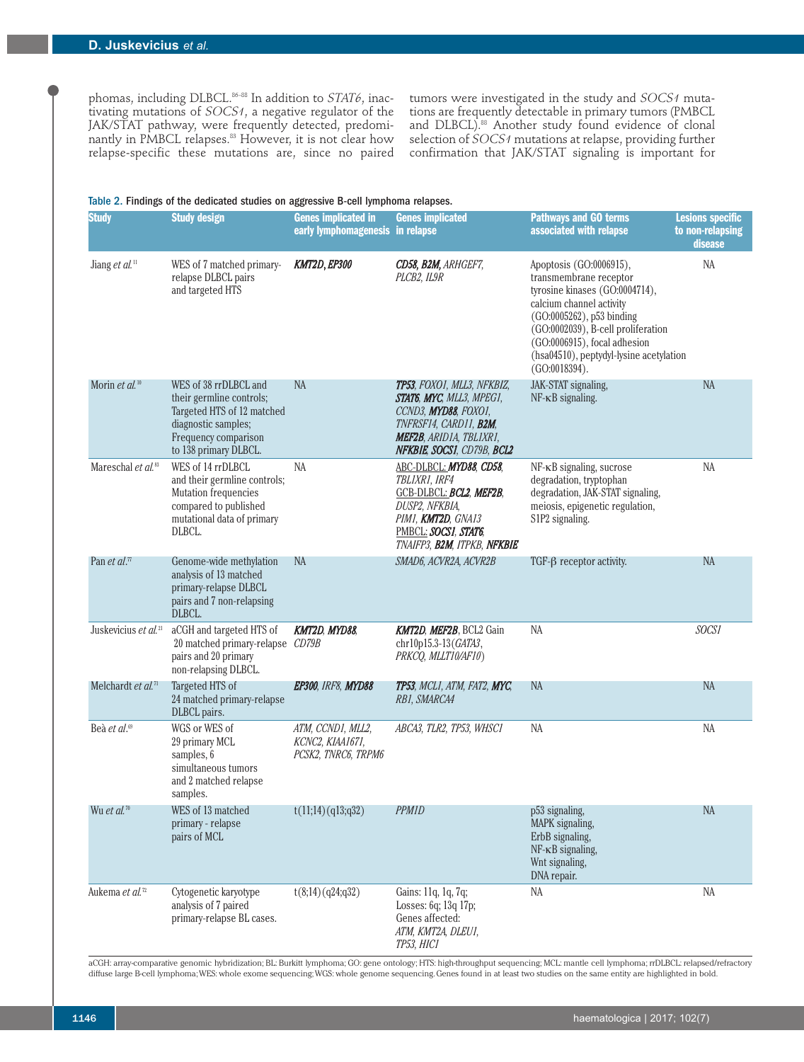phomas, including DLBCL.[86–88] In addition to *STAT6*, inactivating mutations of *SOCS1*, a negative regulator of the JAK/STAT pathway, were frequently detected, predominantly in PMBCL relapses.[83] However, it is not clear how relapse-specific these mutations are, since no paired tumors were investigated in the study and *SOCS1* mutations are frequently detectable in primary tumors (PMBCL and DLBCL).[88] Another study found evidence of clonal selection of *SOCS1* mutations at relapse, providing further confirmation that JAK/STAT signaling is important for

**Table 2.** Findings of the dedicated studies on aggressive B-cell lymphoma relapses.

| Study | Study design | Genes implicated in early lymphomagenesis | Genes implicated in relapse | Pathways and GO terms associated with relapse | Lesions specific to non-relapsing disease |
|---|---|---|---|---|---|
| Jiang *et al.*[11] | WES of 7 matched primary-relapse DLBCL pairs and targeted HTS | ***KMT2D*, *EP300*** | ***CD58*, *B2M***, *ARHGEF7*, *PLCB2*, *IL9R* | Apoptosis (GO:0006915), transmembrane receptor tyrosine kinases (GO:0004714), calcium channel activity (GO:0005262), p53 binding (GO:0002039), B-cell proliferation (GO:0006915), focal adhesion (hsa04510), peptydyl-lysine acetylation (GO:0018394). | NA |
| Morin *et al.*[10] | WES of 38 rrDLBCL and their germline controls; Targeted HTS of 12 matched diagnostic samples; Frequency comparison to 138 primary DLBCL. | NA | ***TP53***, *FOXO1*, *MLL3*, *NFKBIZ*, ***STAT6***, ***MYC***, *MLL3*, *MPEG1*, *CCND3*, ***MYD88***, *FOXO1*, *TNFRSF14*, *CARD11*, ***B2M***, ***MEF2B***, *ARID1A*, *TBL1XR1*, ***NFKBIE***, ***SOCS1***, *CD79B*, ***BCL2*** | JAK-STAT signaling, NF-κB signaling. | NA |
| Mareschal *et al.*[83] | WES of 14 rrDLBCL and their germline controls; Mutation frequencies compared to published mutational data of primary DLBCL. | NA | ABC-DLBCL: ***MYD88***, ***CD58***, *TBL1XR1*, *IRF4* GCB-DLBCL: ***BCL2***, ***MEF2B***, *DUSP2*, *NFKBIA*, *PIM1*, ***KMT2D***, *GNA13* PMBCL: ***SOCS1***, ***STAT6***, *TNAIFP3*, ***B2M***, *ITPKB*, ***NFKBIE*** | NF-κB signaling, sucrose degradation, tryptophan degradation, JAK-STAT signaling, meiosis, epigenetic regulation, S1P2 signaling. | NA |
| Pan *et al.*[77] | Genome-wide methylation analysis of 13 matched primary-relapse DLBCL pairs and 7 non-relapsing DLBCL. | NA | *SMAD6*, *ACVR2A*, *ACVR2B* | TGF-β receptor activity. | NA |
| Juskevicius *et al.*[21] | aCGH and targeted HTS of 20 matched primary-relapse pairs and 20 primary non-relapsing DLBCL. | ***KMT2D*, *MYD88***, *CD79B* | ***KMT2D*, *MEF2B***, BCL2 Gain chr10p15.3-13(*GATA3*, *PRKCQ*, *MLLT10/AF10*) | NA | *SOCS1* |
| Melchardt *et al.*[73] | Targeted HTS of 24 matched primary-relapse DLBCL pairs. | ***EP300***, *IRF8*, ***MYD88*** | ***TP53***, *MCL1*, *ATM*, *FAT2*, ***MYC***, *RB1*, *SMARCA4* | NA | NA |
| Beà *et al.*[69] | WGS or WES of 29 primary MCL samples, 6 simultaneous tumors and 2 matched relapse samples. | *ATM*, *CCND1*, *MLL2*, *KCNC2*, *KIAA1671*, *PCSK2*, *TNRC6*, *TRPM6* | *ABCA3*, *TLR2*, *TP53*, *WHSC1* | NA | NA |
| Wu *et al.*[70] | WES of 13 matched primary - relapse pairs of MCL | t(11;14)(q13;q32) | *PPM1D* | p53 signaling, MAPK signaling, ErbB signaling, NF-κB signaling, Wnt signaling, DNA repair. | NA |
| Aukema *et al.*[72] | Cytogenetic karyotype analysis of 7 paired primary-relapse BL cases. | t(8;14)(q24;q32) | Gains: 11q, 1q, 7q; Losses: 6q; 13q 17p; Genes affected: *ATM*, *KMT2A*, *DLEU1*, *TP53*, *HIC1* | NA | NA |

aCGH: array-comparative genomic hybridization; BL: Burkitt lymphoma; GO: gene ontology; HTS: high-throughput sequencing; MCL: mantle cell lymphoma; rrDLBCL: relapsed/refractory diffuse large B-cell lymphoma; WES: whole exome sequencing; WGS: whole genome sequencing. Genes found in at least two studies on the same entity are highlighted in bold.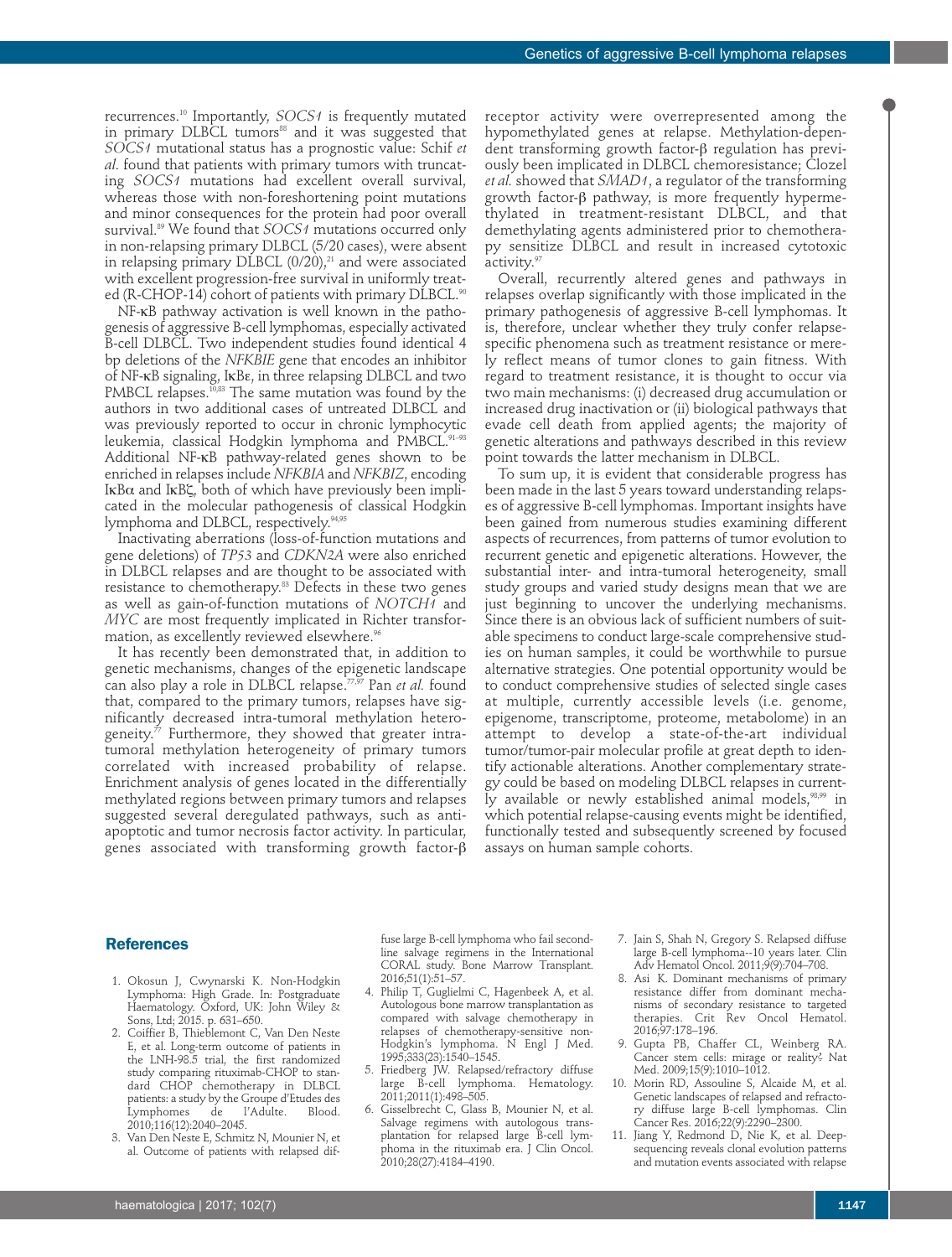recurrences.[10] Importantly, *SOCS1* is frequently mutated in primary DLBCL tumors[88] and it was suggested that *SOCS1* mutational status has a prognostic value: Schif *et al*. found that patients with primary tumors with truncating *SOCS1* mutations had excellent overall survival, whereas those with non-foreshortening point mutations and minor consequences for the protein had poor overall survival.[89] We found that *SOCS1* mutations occurred only in non-relapsing primary DLBCL (5/20 cases), were absent in relapsing primary DLBCL (0/20),[21] and were associated with excellent progression-free survival in uniformly treated (R-CHOP-14) cohort of patients with primary DLBCL.[90]

NF-κB pathway activation is well known in the pathogenesis of aggressive B-cell lymphomas, especially activated B-cell DLBCL. Two independent studies found identical 4 bp deletions of the *NFKBIE* gene that encodes an inhibitor of NF-κB signaling, IκBε, in three relapsing DLBCL and two PMBCL relapses.[10,83] The same mutation was found by the authors in two additional cases of untreated DLBCL and was previously reported to occur in chronic lymphocytic leukemia, classical Hodgkin lymphoma and PMBCL.[91-93] Additional NF-κB pathway-related genes shown to be enriched in relapses include *NFKBIA* and *NFKBIZ*, encoding IκBα and IκBζ, both of which have previously been implicated in the molecular pathogenesis of classical Hodgkin lymphoma and DLBCL, respectively.[94,95]

Inactivating aberrations (loss-of-function mutations and gene deletions) of *TP53* and *CDKN2A* were also enriched in DLBCL relapses and are thought to be associated with resistance to chemotherapy.[83] Defects in these two genes as well as gain-of-function mutations of *NOTCH1* and *MYC* are most frequently implicated in Richter transformation, as excellently reviewed elsewhere.[96]

It has recently been demonstrated that, in addition to genetic mechanisms, changes of the epigenetic landscape can also play a role in DLBCL relapse.[77,97] Pan *et al.* found that, compared to the primary tumors, relapses have significantly decreased intra-tumoral methylation heterogeneity.[77] Furthermore, they showed that greater intra-tumoral methylation heterogeneity of primary tumors correlated with increased probability of relapse. Enrichment analysis of genes located in the differentially methylated regions between primary tumors and relapses suggested several deregulated pathways, such as anti-apoptotic and tumor necrosis factor activity. In particular, genes associated with transforming growth factor-β receptor activity were overrepresented among the hypomethylated genes at relapse. Methylation-dependent transforming growth factor-β regulation has previously been implicated in DLBCL chemoresistance; Clozel *et al.* showed that *SMAD1*, a regulator of the transforming growth factor-β pathway, is more frequently hypermethylated in treatment-resistant DLBCL, and that demethylating agents administered prior to chemotherapy sensitize DLBCL and result in increased cytotoxic activity.[97]

Overall, recurrently altered genes and pathways in relapses overlap significantly with those implicated in the primary pathogenesis of aggressive B-cell lymphomas. It is, therefore, unclear whether they truly confer relapse-specific phenomena such as treatment resistance or merely reflect means of tumor clones to gain fitness. With regard to treatment resistance, it is thought to occur via two main mechanisms: (i) decreased drug accumulation or increased drug inactivation or (ii) biological pathways that evade cell death from applied agents; the majority of genetic alterations and pathways described in this review point towards the latter mechanism in DLBCL.

To sum up, it is evident that considerable progress has been made in the last 5 years toward understanding relapses of aggressive B-cell lymphomas. Important insights have been gained from numerous studies examining different aspects of recurrences, from patterns of tumor evolution to recurrent genetic and epigenetic alterations. However, the substantial inter- and intra-tumoral heterogeneity, small study groups and varied study designs mean that we are just beginning to uncover the underlying mechanisms. Since there is an obvious lack of sufficient numbers of suitable specimens to conduct large-scale comprehensive studies on human samples, it could be worthwhile to pursue alternative strategies. One potential opportunity would be to conduct comprehensive studies of selected single cases at multiple, currently accessible levels (i.e. genome, epigenome, transcriptome, proteome, metabolome) in an attempt to develop a state-of-the-art individual tumor/tumor-pair molecular profile at great depth to identify actionable alterations. Another complementary strategy could be based on modeling DLBCL relapses in currently available or newly established animal models,[98,99] in which potential relapse-causing events might be identified, functionally tested and subsequently screened by focused assays on human sample cohorts.

## References

1. Okosun J, Cwynarski K. Non-Hodgkin Lymphoma: High Grade. In: Postgraduate Haematology. Oxford, UK: John Wiley & Sons, Ltd; 2015. p. 631–650.
2. Coiffier B, Thieblemont C, Van Den Neste E, et al. Long-term outcome of patients in the LNH-98.5 trial, the first randomized study comparing rituximab-CHOP to standard CHOP chemotherapy in DLBCL patients: a study by the Groupe d'Etudes des Lymphomes de l'Adulte. Blood. 2010;116(12):2040–2045.
3. Van Den Neste E, Schmitz N, Mounier N, et al. Outcome of patients with relapsed diffuse large B-cell lymphoma who fail second-line salvage regimens in the International CORAL study. Bone Marrow Transplant. 2016;51(1):51–57.
4. Philip T, Guglielmi C, Hagenbeek A, et al. Autologous bone marrow transplantation as compared with salvage chemotherapy in relapses of chemotherapy-sensitive non-Hodgkin's lymphoma. N Engl J Med. 1995;333(23):1540–1545.
5. Friedberg JW. Relapsed/refractory diffuse large B-cell lymphoma. Hematology. 2011;2011(1):498–505.
6. Gisselbrecht C, Glass B, Mounier N, et al. Salvage regimens with autologous transplantation for relapsed large B-cell lymphoma in the rituximab era. J Clin Oncol. 2010;28(27):4184–4190.
7. Jain S, Shah N, Gregory S. Relapsed diffuse large B-cell lymphoma--10 years later. Clin Adv Hematol Oncol. 2011;9(9):704–708.
8. Asi K. Dominant mechanisms of primary resistance differ from dominant mechanisms of secondary resistance to targeted therapies. Crit Rev Oncol Hematol. 2016;97:178–196.
9. Gupta PB, Chaffer CL, Weinberg RA. Cancer stem cells: mirage or reality? Nat Med. 2009;15(9):1010–1012.
10. Morin RD, Assouline S, Alcaide M, et al. Genetic landscapes of relapsed and refractory diffuse large B-cell lymphomas. Clin Cancer Res. 2016;22(9):2290–2300.
11. Jiang Y, Redmond D, Nie K, et al. Deep-sequencing reveals clonal evolution patterns and mutation events associated with relapse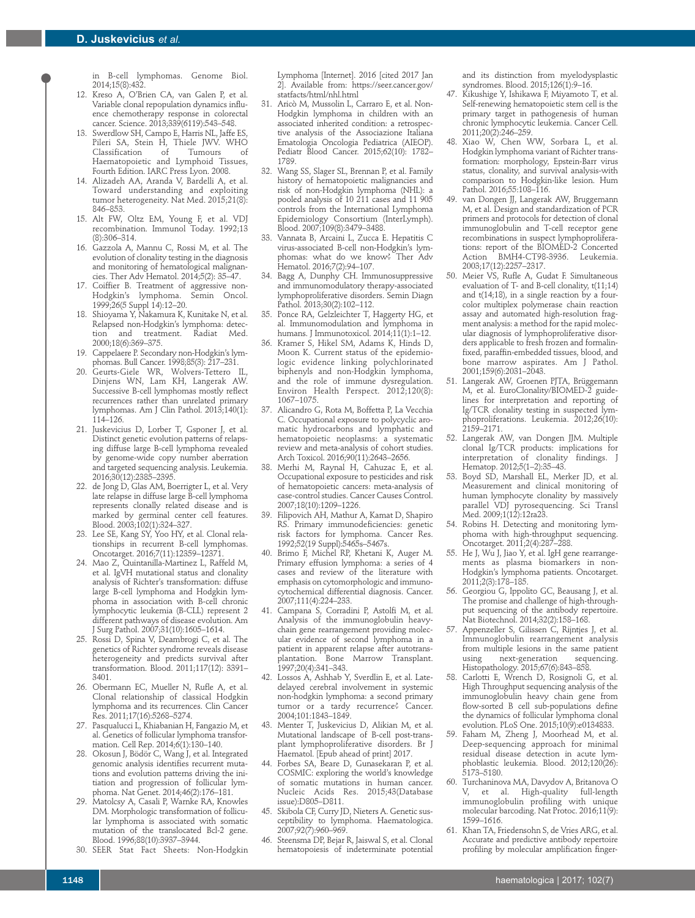in B-cell lymphomas. Genome Biol. 2014;15(8):432.

12. Kreso A, O'Brien CA, van Galen P, et al. Variable clonal repopulation dynamics influence chemotherapy response in colorectal cancer. Science. 2013;339(6119):543–548.
13. Swerdlow SH, Campo E, Harris NL, Jaffe ES, Pileri SA, Stein H, Thiele JWV. WHO Classification of Tumours of Haematopoietic and Lymphoid Tissues, Fourth Edition. IARC Press Lyon. 2008.
14. Alizadeh AA, Aranda V, Bardelli A, et al. Toward understanding and exploiting tumor heterogeneity. Nat Med. 2015;21(8): 846–853.
15. Alt FW, Oltz EM, Young F, et al. VDJ recombination. Immunol Today. 1992;13 (8):306–314.
16. Gazzola A, Mannu C, Rossi M, et al. The evolution of clonality testing in the diagnosis and monitoring of hematological malignancies. Ther Adv Hematol. 2014;5(2): 35–47.
17. Coiffier B. Treatment of aggressive non-Hodgkin's lymphoma. Semin Oncol. 1999;26(5 Suppl 14):12–20.
18. Shioyama Y, Nakamura K, Kunitake N, et al. Relapsed non-Hodgkin's lymphoma: detection and treatment. Radiat Med. 2000;18(6):369–375.
19. Cappelaere P. Secondary non-Hodgkin's lymphomas. Bull Cancer. 1998;85(3): 217–231.
20. Geurts-Giele WR, Wolvers-Tettero IL, Dinjens WN, Lam KH, Langerak AW. Successive B-cell lymphomas mostly reflect recurrences rather than unrelated primary lymphomas. Am J Clin Pathol. 2013;140(1): 114–126.
21. Juskevicius D, Lorber T, Gsponer J, et al. Distinct genetic evolution patterns of relapsing diffuse large B-cell lymphoma revealed by genome-wide copy number aberration and targeted sequencing analysis. Leukemia. 2016;30(12):2385–2395.
22. de Jong D, Glas AM, Boerrigter L, et al. Very late relapse in diffuse large B-cell lymphoma represents clonally related disease and is marked by germinal center cell features. Blood. 2003;102(1):324–327.
23. Lee SE, Kang SY, Yoo HY, et al. Clonal relationships in recurrent B-cell lymphomas. Oncotarget. 2016;7(11):12359–12371.
24. Mao Z, Quintanilla-Martinez L, Raffeld M, et al. IgVH mutational status and clonality analysis of Richter's transformation: diffuse large B-cell lymphoma and Hodgkin lymphoma in association with B-cell chronic lymphocytic leukemia (B-CLL) represent 2 different pathways of disease evolution. Am J Surg Pathol. 2007;31(10):1605–1614.
25. Rossi D, Spina V, Deambrogi C, et al. The genetics of Richter syndrome reveals disease heterogeneity and predicts survival after transformation. Blood. 2011;117(12): 3391–3401.
26. Obermann EC, Mueller N, Rufle A, et al. Clonal relationship of classical Hodgkin lymphoma and its recurrences. Clin Cancer Res. 2011;17(16):5268–5274.
27. Pasqualucci L, Khiabanian H, Fangazio M, et al. Genetics of follicular lymphoma transformation. Cell Rep. 2014;6(1):130–140.
28. Okosun J, Bödör C, Wang J, et al. Integrated genomic analysis identifies recurrent mutations and evolution patterns driving the initiation and progression of follicular lymphoma. Nat Genet. 2014;46(2):176–181.
29. Matolcsy A, Casali P, Warnke RA, Knowles DM. Morphologic transformation of follicular lymphoma is associated with somatic mutation of the translocated Bcl-2 gene. Blood. 1996;88(10):3937–3944.
30. SEER Stat Fact Sheets: Non-Hodgkin Lymphoma [Internet]. 2016 [cited 2017 Jan 2]. Available from: https://seer.cancer.gov/statfacts/html/nhl.html
31. Aricò M, Mussolin L, Carraro E, et al. Non-Hodgkin lymphoma in children with an associated inherited condition: a retrospective analysis of the Associazione Italiana Ematologia Oncologia Pediatrica (AIEOP). Pediatr Blood Cancer. 2015;62(10): 1782–1789.
32. Wang SS, Slager SL, Brennan P, et al. Family history of hematopoietic malignancies and risk of non-Hodgkin lymphoma (NHL): a pooled analysis of 10 211 cases and 11 905 controls from the International Lymphoma Epidemiology Consortium (InterLymph). Blood. 2007;109(8):3479–3488.
33. Vannata B, Arcaini L, Zucca E. Hepatitis C virus-associated B-cell non-Hodgkin's lymphomas: what do we know? Ther Adv Hematol. 2016;7(2):94–107.
34. Bagg A, Dunphy CH. Immunosuppressive and immunomodulatory therapy-associated lymphoproliferative disorders. Semin Diagn Pathol. 2013;30(2):102–112.
35. Ponce RA, Gelzleichter T, Haggerty HG, et al. Immunomodulation and lymphoma in humans. J Immunotoxicol. 2014;11(1):1–12.
36. Kramer S, Hikel SM, Adams K, Hinds D, Moon K. Current status of the epidemiologic evidence linking polychlorinated biphenyls and non-Hodgkin lymphoma, and the role of immune dysregulation. Environ Health Perspect. 2012;120(8): 1067–1075.
37. Alicandro G, Rota M, Boffetta P, La Vecchia C. Occupational exposure to polycyclic aromatic hydrocarbons and lymphatic and hematopoietic neoplasms: a systematic review and meta-analysis of cohort studies. Arch Toxicol. 2016;90(11):2643–2656.
38. Merhi M, Raynal H, Cahuzac E, et al. Occupational exposure to pesticides and risk of hematopoietic cancers: meta-analysis of case-control studies. Cancer Causes Control. 2007;18(10):1209–1226.
39. Filipovich AH, Mathur A, Kamat D, Shapiro RS. Primary immunodeficiencies: genetic risk factors for lymphoma. Cancer Res. 1992;52(19 Suppl):5465s–5467s.
40. Brimo F, Michel RP, Khetani K, Auger M. Primary effusion lymphoma: a series of 4 cases and review of the literature with emphasis on cytomorphologic and immunocytochemical differential diagnosis. Cancer. 2007;111(4):224–233.
41. Campana S, Corradini P, Astolfi M, et al. Analysis of the immunoglobulin heavy-chain gene rearrangement providing molecular evidence of second lymphoma in a patient in apparent relapse after autotransplantation. Bone Marrow Transplant. 1997;20(4):341–343.
42. Lossos A, Ashhab Y, Sverdlin E, et al. Late-delayed cerebral involvement in systemic non-hodgkin lymphoma: a second primary tumor or a tardy recurrence? Cancer. 2004;101:1843–1849.
43. Menter T, Juskevicius D, Alikian M, et al. Mutational landscape of B-cell post-transplant lymphoproliferative disorders. Br J Haematol. [Epub ahead of print] 2017.
44. Forbes SA, Beare D, Gunasekaran P, et al. COSMIC: exploring the world's knowledge of somatic mutations in human cancer. Nucleic Acids Res. 2015;43(Database issue):D805–D811.
45. Skibola CF, Curry JD, Nieters A. Genetic susceptibility to lymphoma. Haematologica. 2007;92(7):960–969.
46. Steensma DP, Bejar R, Jaiswal S, et al. Clonal hematopoiesis of indeterminate potential and its distinction from myelodysplastic syndromes. Blood. 2015;126(1):9–16.
47. Kikushige Y, Ishikawa F, Miyamoto T, et al. Self-renewing hematopoietic stem cell is the primary target in pathogenesis of human chronic lymphocytic leukemia. Cancer Cell. 2011;20(2):246–259.
48. Xiao W, Chen WW, Sorbara L, et al. Hodgkin lymphoma variant of Richter transformation: morphology, Epstein-Barr virus status, clonality, and survival analysis-with comparison to Hodgkin-like lesion. Hum Pathol. 2016;55:108–116.
49. van Dongen JJ, Langerak AW, Bruggemann M, et al. Design and standardization of PCR primers and protocols for detection of clonal immunoglobulin and T-cell receptor gene recombinations in suspect lymphoproliferations: report of the BIOMED-2 Concerted Action BMH4-CT98-3936. Leukemia. 2003;17(12):2257–2317.
50. Meier VS, Rufle A, Gudat F. Simultaneous evaluation of T- and B-cell clonality, t(11;14) and t(14;18), in a single reaction by a four-color multiplex polymerase chain reaction assay and automated high-resolution fragment analysis: a method for the rapid molecular diagnosis of lymphoproliferative disorders applicable to fresh frozen and formalin-fixed, paraffin-embedded tissues, blood, and bone marrow aspirates. Am J Pathol. 2001;159(6):2031–2043.
51. Langerak AW, Groenen PJTA, Brüggemann M, et al. EuroClonality/BIOMED-2 guidelines for interpretation and reporting of Ig/TCR clonality testing in suspected lymphoproliferations. Leukemia. 2012;26(10): 2159–2171.
52. Langerak AW, van Dongen JJM. Multiple clonal Ig/TCR products: implications for interpretation of clonality findings. J Hematop. 2012;5(1–2):35–43.
53. Boyd SD, Marshall EL, Merker JD, et al. Measurement and clinical monitoring of human lymphocyte clonality by massively parallel VDJ pyrosequencing. Sci Transl Med. 2009;1(12):12ra23.
54. Robins H. Detecting and monitoring lymphoma with high-throughput sequencing. Oncotarget. 2011;2(4):287–288.
55. He J, Wu J, Jiao Y, et al. IgH gene rearrangements as plasma biomarkers in non-Hodgkin's lymphoma patients. Oncotarget. 2011;2(3):178–185.
56. Georgiou G, Ippolito GC, Beausang J, et al. The promise and challenge of high-throughput sequencing of the antibody repertoire. Nat Biotechnol. 2014;32(2):158–168.
57. Appenzeller S, Gilissen C, Rijntjes J, et al. Immunoglobulin rearrangement analysis from multiple lesions in the same patient using next-generation sequencing. Histopathology. 2015;67(6):843–858.
58. Carlotti E, Wrench D, Rosignoli G, et al. High Throughput sequencing analysis of the immunoglobulin heavy chain gene from flow-sorted B cell sub-populations define the dynamics of follicular lymphoma clonal evolution. PLoS One. 2015;10(9):e0134833.
59. Faham M, Zheng J, Moorhead M, et al. Deep-sequencing approach for minimal residual disease detection in acute lymphoblastic leukemia. Blood. 2012;120(26): 5173–5180.
60. Turchaninova MA, Davydov A, Britanova O V, et al. High-quality full-length immunoglobulin profiling with unique molecular barcoding. Nat Protoc. 2016;11(9): 1599–1616.
61. Khan TA, Friedensohn S, de Vries ARG, et al. Accurate and predictive antibody repertoire profiling by molecular amplification finger-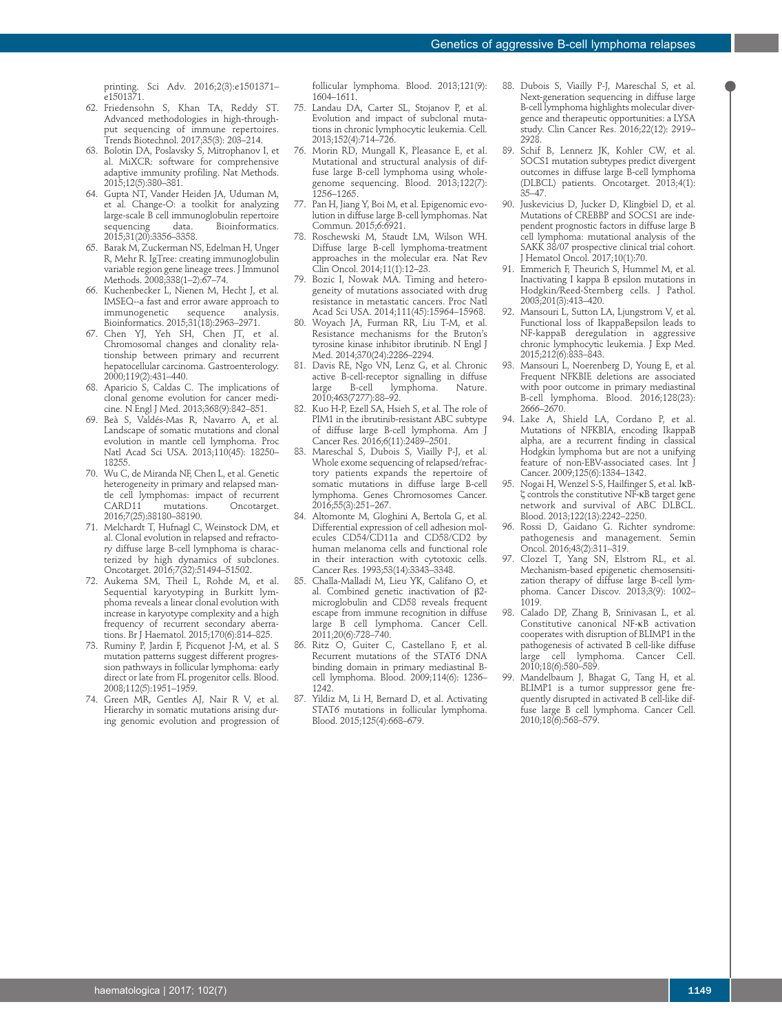printing. Sci Adv. 2016;2(3):e1501371–e1501371.

62. Friedensohn S, Khan TA, Reddy ST. Advanced methodologies in high-throughput sequencing of immune repertoires. Trends Biotechnol. 2017;35(3): 203–214.
63. Bolotin DA, Poslavsky S, Mitrophanov I, et al. MiXCR: software for comprehensive adaptive immunity profiling. Nat Methods. 2015;12(5):380–381.
64. Gupta NT, Vander Heiden JA, Uduman M, et al. Change-O: a toolkit for analyzing large-scale B cell immunoglobulin repertoire sequencing data. Bioinformatics. 2015;31(20):3356–3358.
65. Barak M, Zuckerman NS, Edelman H, Unger R, Mehr R. IgTree: creating immunoglobulin variable region gene lineage trees. J Immunol Methods. 2008;338(1–2):67–74.
66. Kuchenbecker L, Nienen M, Hecht J, et al. IMSEQ--a fast and error aware approach to immunogenetic sequence analysis. Bioinformatics. 2015;31(18):2963–2971.
67. Chen YJ, Yeh SH, Chen JT, et al. Chromosomal changes and clonality relationship between primary and recurrent hepatocellular carcinoma. Gastroenterology. 2000;119(2):431–440.
68. Aparicio S, Caldas C. The implications of clonal genome evolution for cancer medicine. N Engl J Med. 2013;368(9):842–851.
69. Beà S, Valdés-Mas R, Navarro A, et al. Landscape of somatic mutations and clonal evolution in mantle cell lymphoma. Proc Natl Acad Sci USA. 2013;110(45): 18250–18255.
70. Wu C, de Miranda NF, Chen L, et al. Genetic heterogeneity in primary and relapsed mantle cell lymphomas: impact of recurrent CARD11 mutations. Oncotarget. 2016;7(25):38180–38190.
71. Melchardt T, Hufnagl C, Weinstock DM, et al. Clonal evolution in relapsed and refractory diffuse large B-cell lymphoma is characterized by high dynamics of subclones. Oncotarget. 2016;7(32):51494–51502.
72. Aukema SM, Theil L, Rohde M, et al. Sequential karyotyping in Burkitt lymphoma reveals a linear clonal evolution with increase in karyotype complexity and a high frequency of recurrent secondary aberrations. Br J Haematol. 2015;170(6):814–825.
73. Ruminy P, Jardin F, Picquenot J-M, et al. S mutation patterns suggest different progression pathways in follicular lymphoma: early direct or late from FL progenitor cells. Blood. 2008;112(5):1951–1959.
74. Green MR, Gentles AJ, Nair R V, et al. Hierarchy in somatic mutations arising during genomic evolution and progression of follicular lymphoma. Blood. 2013;121(9): 1604–1611.
75. Landau DA, Carter SL, Stojanov P, et al. Evolution and impact of subclonal mutations in chronic lymphocytic leukemia. Cell. 2013;152(4):714–726.
76. Morin RD, Mungall K, Pleasance E, et al. Mutational and structural analysis of diffuse large B-cell lymphoma using whole-genome sequencing. Blood. 2013;122(7): 1256–1265.
77. Pan H, Jiang Y, Boi M, et al. Epigenomic evolution in diffuse large B-cell lymphomas. Nat Commun. 2015;6:6921.
78. Roschewski M, Staudt LM, Wilson WH. Diffuse large B-cell lymphoma-treatment approaches in the molecular era. Nat Rev Clin Oncol. 2014;11(1):12–23.
79. Bozic I, Nowak MA. Timing and heterogeneity of mutations associated with drug resistance in metastatic cancers. Proc Natl Acad Sci USA. 2014;111(45):15964–15968.
80. Woyach JA, Furman RR, Liu T-M, et al. Resistance mechanisms for the Bruton's tyrosine kinase inhibitor ibrutinib. N Engl J Med. 2014;370(24):2286–2294.
81. Davis RE, Ngo VN, Lenz G, et al. Chronic active B-cell-receptor signalling in diffuse large B-cell lymphoma. Nature. 2010;463(7277):88–92.
82. Kuo H-P, Ezell SA, Hsieh S, et al. The role of PIM1 in the ibrutinib-resistant ABC subtype of diffuse large B-cell lymphoma. Am J Cancer Res. 2016;6(11):2489–2501.
83. Mareschal S, Dubois S, Viailly P-J, et al. Whole exome sequencing of relapsed/refractory patients expands the repertoire of somatic mutations in diffuse large B-cell lymphoma. Genes Chromosomes Cancer. 2016;55(3):251–267.
84. Altomonte M, Gloghini A, Bertola G, et al. Differential expression of cell adhesion molecules CD54/CD11a and CD58/CD2 by human melanoma cells and functional role in their interaction with cytotoxic cells. Cancer Res. 1993;53(14):3343–3348.
85. Challa-Malladi M, Lieu YK, Califano O, et al. Combined genetic inactivation of β2-microglobulin and CD58 reveals frequent escape from immune recognition in diffuse large B cell lymphoma. Cancer Cell. 2011;20(6):728–740.
86. Ritz O, Guiter C, Castellano F, et al. Recurrent mutations of the STAT6 DNA binding domain in primary mediastinal B-cell lymphoma. Blood. 2009;114(6): 1236–1242.
87. Yildiz M, Li H, Bernard D, et al. Activating STAT6 mutations in follicular lymphoma. Blood. 2015;125(4):668–679.
88. Dubois S, Viailly P-J, Mareschal S, et al. Next-generation sequencing in diffuse large B-cell lymphoma highlights molecular divergence and therapeutic opportunities: a LYSA study. Clin Cancer Res. 2016;22(12): 2919–2928.
89. Schif B, Lennerz JK, Kohler CW, et al. SOCS1 mutation subtypes predict divergent outcomes in diffuse large B-cell lymphoma (DLBCL) patients. Oncotarget. 2013;4(1): 35–47.
90. Juskevicius D, Jucker D, Klingbiel D, et al. Mutations of CREBBP and SOCS1 are independent prognostic factors in diffuse large B cell lymphoma: mutational analysis of the SAKK 38/07 prospective clinical trial cohort. J Hematol Oncol. 2017;10(1):70.
91. Emmerich F, Theurich S, Hummel M, et al. Inactivating I kappa B epsilon mutations in Hodgkin/Reed-Sternberg cells. J Pathol. 2003;201(3):413–420.
92. Mansouri L, Sutton LA, Ljungstrom V, et al. Functional loss of IkappaBepsilon leads to NF-kappaB deregulation in aggressive chronic lymphocytic leukemia. J Exp Med. 2015;212(6):833–843.
93. Mansouri L, Noerenberg D, Young E, et al. Frequent NFKBIE deletions are associated with poor outcome in primary mediastinal B-cell lymphoma. Blood. 2016;128(23): 2666–2670.
94. Lake A, Shield LA, Cordano P, et al. Mutations of NFKBIA, encoding IkappaB alpha, are a recurrent finding in classical Hodgkin lymphoma but are not a unifying feature of non-EBV-associated cases. Int J Cancer. 2009;125(6):1334–1342.
95. Nogai H, Wenzel S-S, Hailfinger S, et al. IκB-ζ controls the constitutive NF-κB target gene network and survival of ABC DLBCL. Blood. 2013;122(13):2242–2250.
96. Rossi D, Gaidano G. Richter syndrome: pathogenesis and management. Semin Oncol. 2016;43(2):311–319.
97. Clozel T, Yang SN, Elstrom RL, et al. Mechanism-based epigenetic chemosensitization therapy of diffuse large B-cell lymphoma. Cancer Discov. 2013;3(9): 1002–1019.
98. Calado DP, Zhang B, Srinivasan L, et al. Constitutive canonical NF-κB activation cooperates with disruption of BLIMP1 in the pathogenesis of activated B cell-like diffuse large cell lymphoma. Cancer Cell. 2010;18(6):580–589.
99. Mandelbaum J, Bhagat G, Tang H, et al. BLIMP1 is a tumor suppressor gene frequently disrupted in activated B cell-like diffuse large B cell lymphoma. Cancer Cell. 2010;18(6):568–579.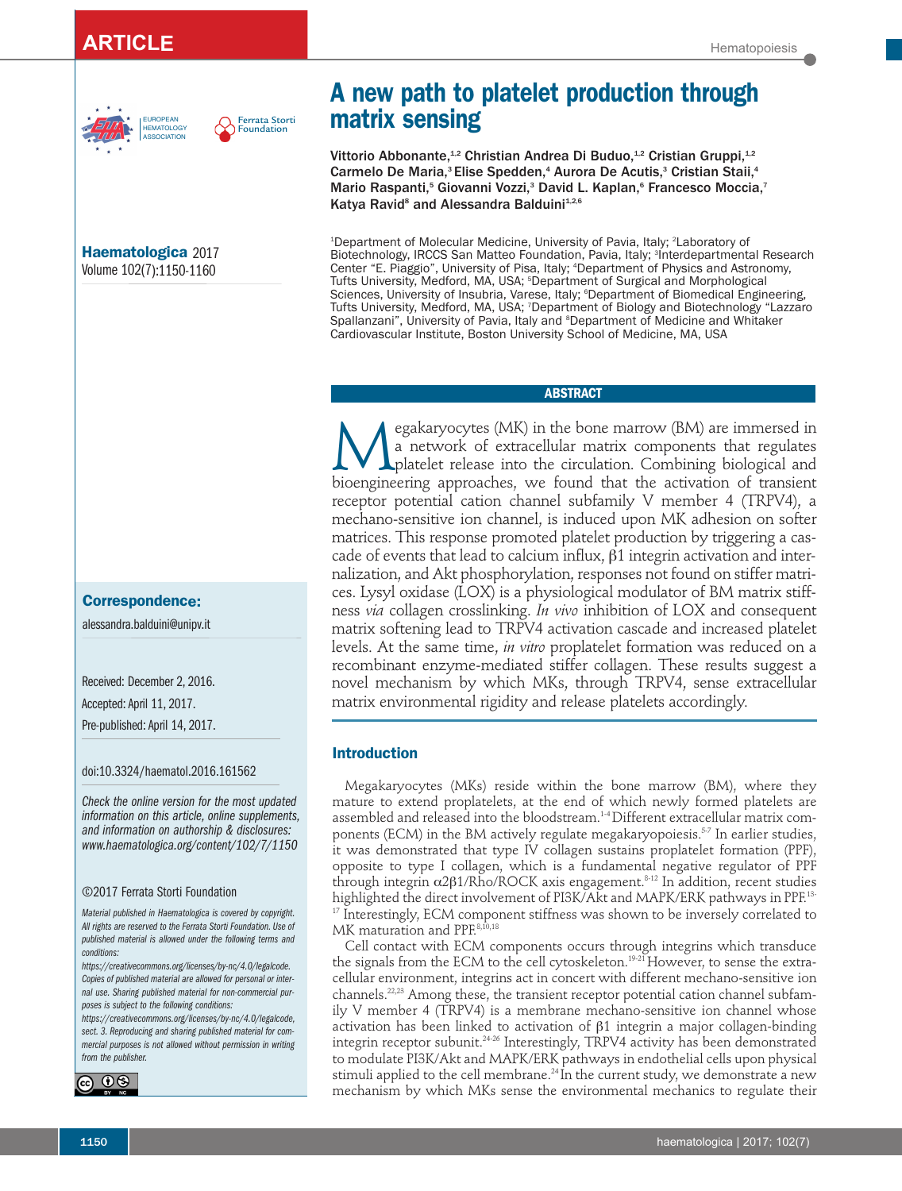# A new path to platelet production through matrix sensing

Vittorio Abbonante,[1,2] Christian Andrea Di Buduo,[1,2] Cristian Gruppi,[1,2] Carmelo De Maria,[3] Elise Spedden,[4] Aurora De Acutis,[3] Cristian Staii,[4] Mario Raspanti,[5] Giovanni Vozzi,[3] David L. Kaplan,[6] Francesco Moccia,[7] Katya Ravid[8] and Alessandra Balduini[1,2,6]

[1]Department of Molecular Medicine, University of Pavia, Italy; [2]Laboratory of Biotechnology, IRCCS San Matteo Foundation, Pavia, Italy; [3]Interdepartmental Research Center "E. Piaggio", University of Pisa, Italy; [4]Department of Physics and Astronomy, Tufts University, Medford, MA, USA; [5]Department of Surgical and Morphological Sciences, University of Insubria, Varese, Italy; [6]Department of Biomedical Engineering, Tufts University, Medford, MA, USA; [7]Department of Biology and Biotechnology "Lazzaro Spallanzani", University of Pavia, Italy and [8]Department of Medicine and Whitaker Cardiovascular Institute, Boston University School of Medicine, MA, USA

**Haematologica** 2017
Volume 102(7):1150-1160

**Correspondence:**

alessandra.balduini@unipv.it

Received: December 2, 2016.

Accepted: April 11, 2017.

Pre-published: April 14, 2017.

doi:10.3324/haematol.2016.161562

*Check the online version for the most updated information on this article, online supplements, and information on authorship & disclosures: www.haematologica.org/content/102/7/1150*

©2017 Ferrata Storti Foundation

*Material published in Haematologica is covered by copyright. All rights are reserved to the Ferrata Storti Foundation. Use of published material is allowed under the following terms and conditions: https://creativecommons.org/licenses/by-nc/4.0/legalcode. Copies of published material are allowed for personal or internal use. Sharing published material for non-commercial purposes is subject to the following conditions: https://creativecommons.org/licenses/by-nc/4.0/legalcode, sect. 3. Reproducing and sharing published material for commercial purposes is not allowed without permission in writing from the publisher.*

## ABSTRACT

Megakaryocytes (MK) in the bone marrow (BM) are immersed in a network of extracellular matrix components that regulates platelet release into the circulation. Combining biological and bioengineering approaches, we found that the activation of transient receptor potential cation channel subfamily V member 4 (TRPV4), a mechano-sensitive ion channel, is induced upon MK adhesion on softer matrices. This response promoted platelet production by triggering a cascade of events that lead to calcium influx, β1 integrin activation and internalization, and Akt phosphorylation, responses not found on stiffer matrices. Lysyl oxidase (LOX) is a physiological modulator of BM matrix stiffness *via* collagen crosslinking. *In vivo* inhibition of LOX and consequent matrix softening lead to TRPV4 activation cascade and increased platelet levels. At the same time, *in vitro* proplatelet formation was reduced on a recombinant enzyme-mediated stiffer collagen. These results suggest a novel mechanism by which MKs, through TRPV4, sense extracellular matrix environmental rigidity and release platelets accordingly.

## Introduction

Megakaryocytes (MKs) reside within the bone marrow (BM), where they mature to extend proplatelets, at the end of which newly formed platelets are assembled and released into the bloodstream.[1-4] Different extracellular matrix components (ECM) in the BM actively regulate megakaryopoiesis.[5-7] In earlier studies, it was demonstrated that type IV collagen sustains proplatelet formation (PPF), opposite to type I collagen, which is a fundamental negative regulator of PPF through integrin α2β1/Rho/ROCK axis engagement.[8-12] In addition, recent studies highlighted the direct involvement of PI3K/Akt and MAPK/ERK pathways in PPF.[13-17] Interestingly, ECM component stiffness was shown to be inversely correlated to MK maturation and PPF.[8,10,18]

Cell contact with ECM components occurs through integrins which transduce the signals from the ECM to the cell cytoskeleton.[19-21] However, to sense the extracellular environment, integrins act in concert with different mechano-sensitive ion channels.[22,23] Among these, the transient receptor potential cation channel subfamily V member 4 (TRPV4) is a membrane mechano-sensitive ion channel whose activation has been linked to activation of β1 integrin a major collagen-binding integrin receptor subunit.[24-26] Interestingly, TRPV4 activity has been demonstrated to modulate PI3K/Akt and MAPK/ERK pathways in endothelial cells upon physical stimuli applied to the cell membrane.[24] In the current study, we demonstrate a new mechanism by which MKs sense the environmental mechanics to regulate their